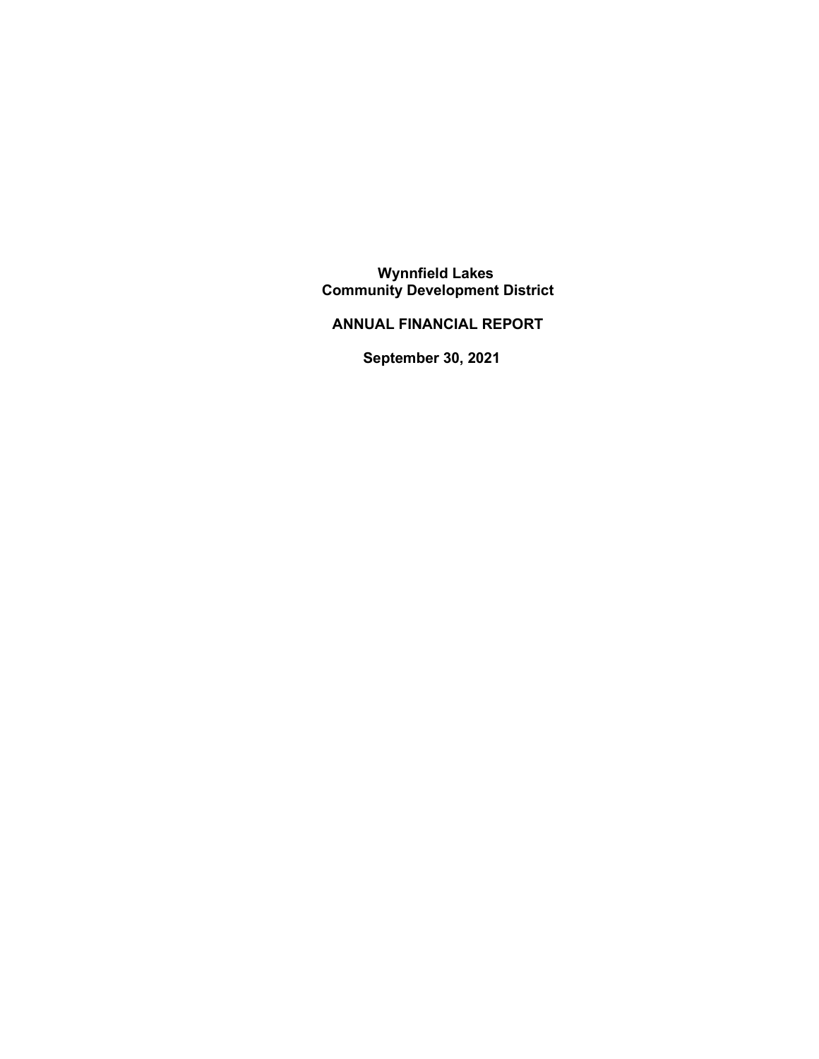# Wynnfield Lakes
# Community Development District

## ANNUAL FINANCIAL REPORT

## September 30, 2021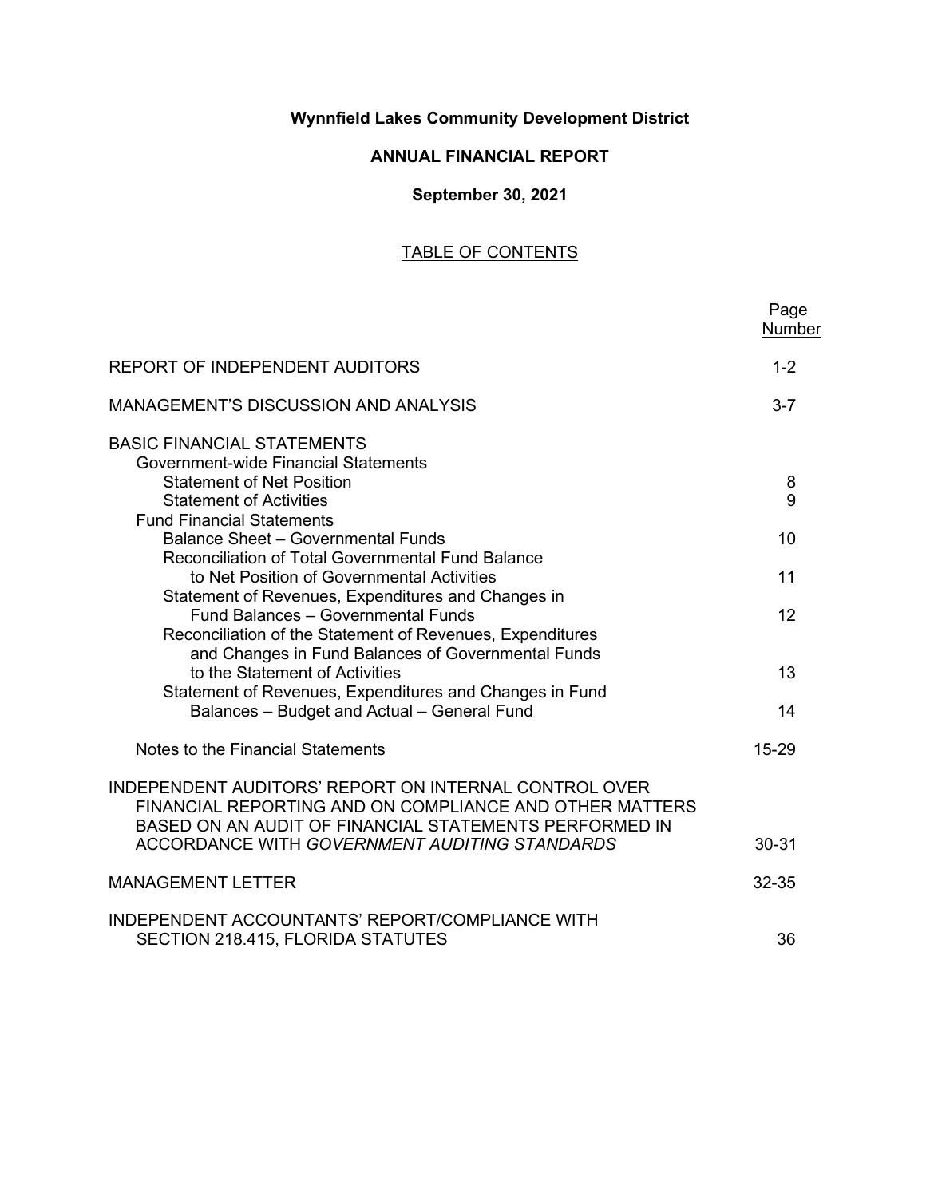**Wynnfield Lakes Community Development District**

**ANNUAL FINANCIAL REPORT**

**September 30, 2021**

TABLE OF CONTENTS

| | Page Number |
|---|---|
| REPORT OF INDEPENDENT AUDITORS | 1-2 |
| MANAGEMENT'S DISCUSSION AND ANALYSIS | 3-7 |
| BASIC FINANCIAL STATEMENTS | |
| Government-wide Financial Statements | |
| Statement of Net Position | 8 |
| Statement of Activities | 9 |
| Fund Financial Statements | |
| Balance Sheet – Governmental Funds | 10 |
| Reconciliation of Total Governmental Fund Balance to Net Position of Governmental Activities | 11 |
| Statement of Revenues, Expenditures and Changes in Fund Balances – Governmental Funds | 12 |
| Reconciliation of the Statement of Revenues, Expenditures and Changes in Fund Balances of Governmental Funds to the Statement of Activities | 13 |
| Statement of Revenues, Expenditures and Changes in Fund Balances – Budget and Actual – General Fund | 14 |
| Notes to the Financial Statements | 15-29 |
| INDEPENDENT AUDITORS' REPORT ON INTERNAL CONTROL OVER FINANCIAL REPORTING AND ON COMPLIANCE AND OTHER MATTERS BASED ON AN AUDIT OF FINANCIAL STATEMENTS PERFORMED IN ACCORDANCE WITH *GOVERNMENT AUDITING STANDARDS* | 30-31 |
| MANAGEMENT LETTER | 32-35 |
| INDEPENDENT ACCOUNTANTS' REPORT/COMPLIANCE WITH SECTION 218.415, FLORIDA STATUTES | 36 |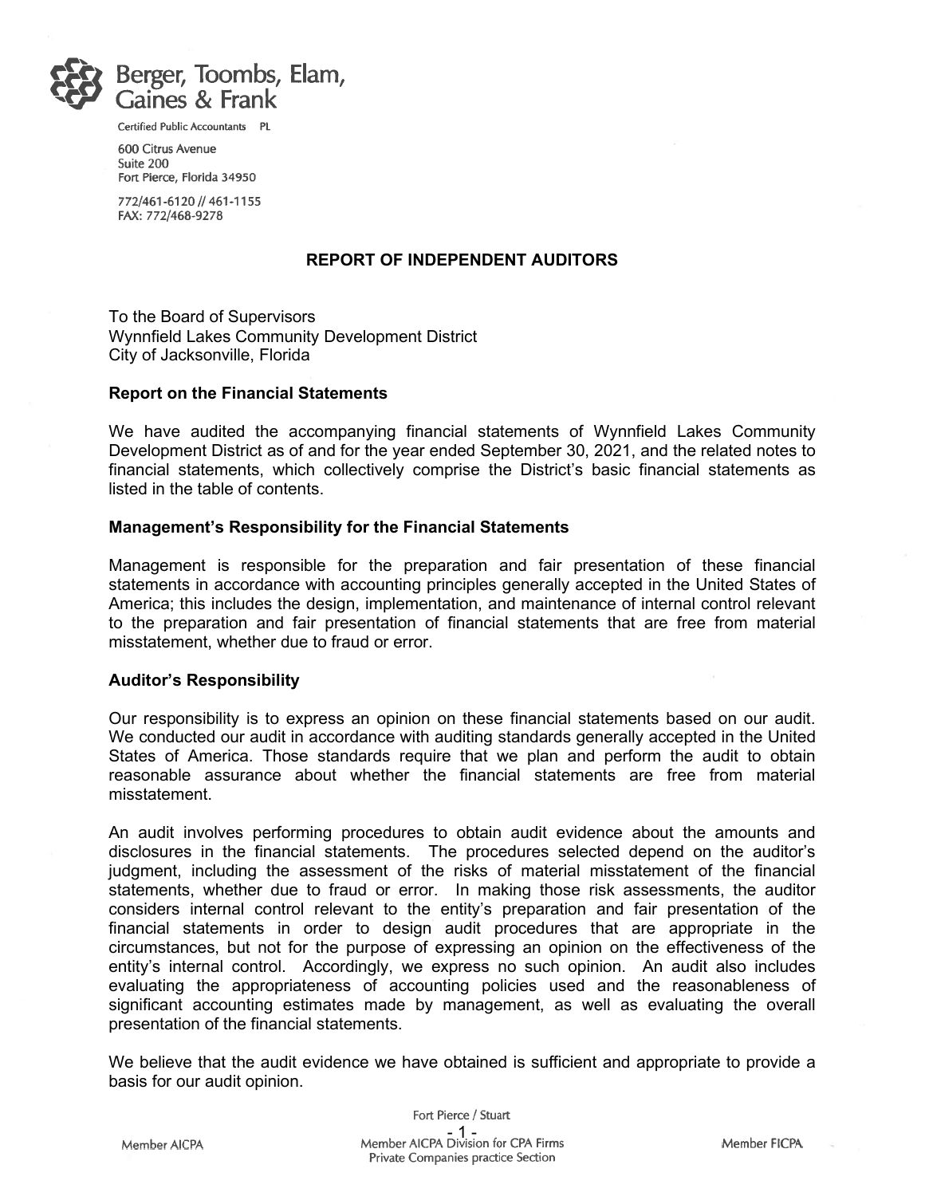Berger, Toombs, Elam, Gaines & Frank

Certified Public Accountants PL

600 Citrus Avenue
Suite 200
Fort Pierce, Florida 34950

772/461-6120 // 461-1155
FAX: 772/468-9278

## REPORT OF INDEPENDENT AUDITORS

To the Board of Supervisors
Wynnfield Lakes Community Development District
City of Jacksonville, Florida

### Report on the Financial Statements

We have audited the accompanying financial statements of Wynnfield Lakes Community Development District as of and for the year ended September 30, 2021, and the related notes to financial statements, which collectively comprise the District's basic financial statements as listed in the table of contents.

### Management's Responsibility for the Financial Statements

Management is responsible for the preparation and fair presentation of these financial statements in accordance with accounting principles generally accepted in the United States of America; this includes the design, implementation, and maintenance of internal control relevant to the preparation and fair presentation of financial statements that are free from material misstatement, whether due to fraud or error.

### Auditor's Responsibility

Our responsibility is to express an opinion on these financial statements based on our audit. We conducted our audit in accordance with auditing standards generally accepted in the United States of America. Those standards require that we plan and perform the audit to obtain reasonable assurance about whether the financial statements are free from material misstatement.

An audit involves performing procedures to obtain audit evidence about the amounts and disclosures in the financial statements. The procedures selected depend on the auditor's judgment, including the assessment of the risks of material misstatement of the financial statements, whether due to fraud or error. In making those risk assessments, the auditor considers internal control relevant to the entity's preparation and fair presentation of the financial statements in order to design audit procedures that are appropriate in the circumstances, but not for the purpose of expressing an opinion on the effectiveness of the entity's internal control. Accordingly, we express no such opinion. An audit also includes evaluating the appropriateness of accounting policies used and the reasonableness of significant accounting estimates made by management, as well as evaluating the overall presentation of the financial statements.

We believe that the audit evidence we have obtained is sufficient and appropriate to provide a basis for our audit opinion.

Fort Pierce / Stuart

Member AICPA | Member AICPA Division for CPA Firms Private Companies practice Section | Member FICPA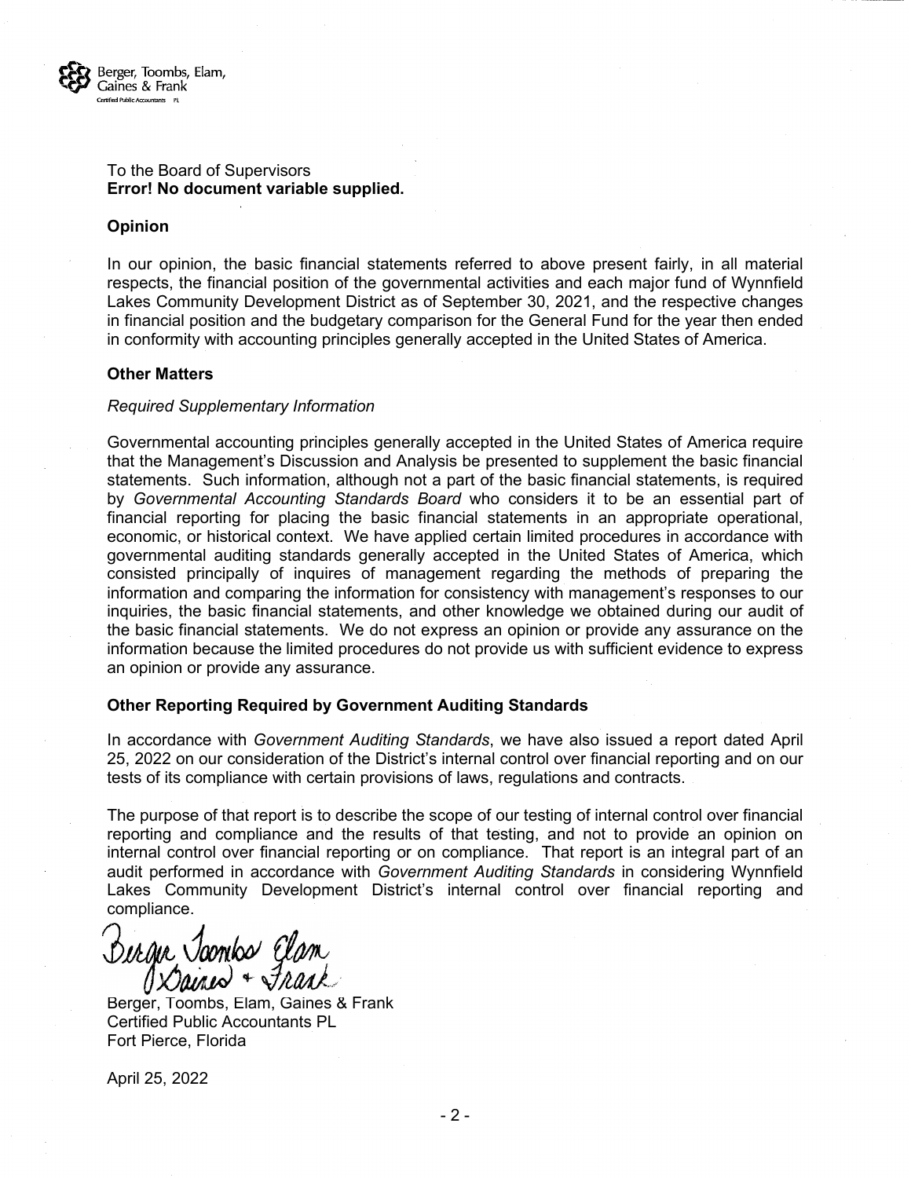Berger, Toombs, Elam, Gaines & Frank
Certified Public Accountants PL

To the Board of Supervisors
**Error! No document variable supplied.**

**Opinion**

In our opinion, the basic financial statements referred to above present fairly, in all material respects, the financial position of the governmental activities and each major fund of Wynnfield Lakes Community Development District as of September 30, 2021, and the respective changes in financial position and the budgetary comparison for the General Fund for the year then ended in conformity with accounting principles generally accepted in the United States of America.

**Other Matters**

*Required Supplementary Information*

Governmental accounting principles generally accepted in the United States of America require that the Management's Discussion and Analysis be presented to supplement the basic financial statements. Such information, although not a part of the basic financial statements, is required by *Governmental Accounting Standards Board* who considers it to be an essential part of financial reporting for placing the basic financial statements in an appropriate operational, economic, or historical context. We have applied certain limited procedures in accordance with governmental auditing standards generally accepted in the United States of America, which consisted principally of inquires of management regarding the methods of preparing the information and comparing the information for consistency with management's responses to our inquiries, the basic financial statements, and other knowledge we obtained during our audit of the basic financial statements. We do not express an opinion or provide any assurance on the information because the limited procedures do not provide us with sufficient evidence to express an opinion or provide any assurance.

**Other Reporting Required by Government Auditing Standards**

In accordance with *Government Auditing Standards*, we have also issued a report dated April 25, 2022 on our consideration of the District's internal control over financial reporting and on our tests of its compliance with certain provisions of laws, regulations and contracts.

The purpose of that report is to describe the scope of our testing of internal control over financial reporting and compliance and the results of that testing, and not to provide an opinion on internal control over financial reporting or on compliance. That report is an integral part of an audit performed in accordance with *Government Auditing Standards* in considering Wynnfield Lakes Community Development District's internal control over financial reporting and compliance.

Berger, Toombs, Elam, Gaines & Frank
Certified Public Accountants PL
Fort Pierce, Florida

April 25, 2022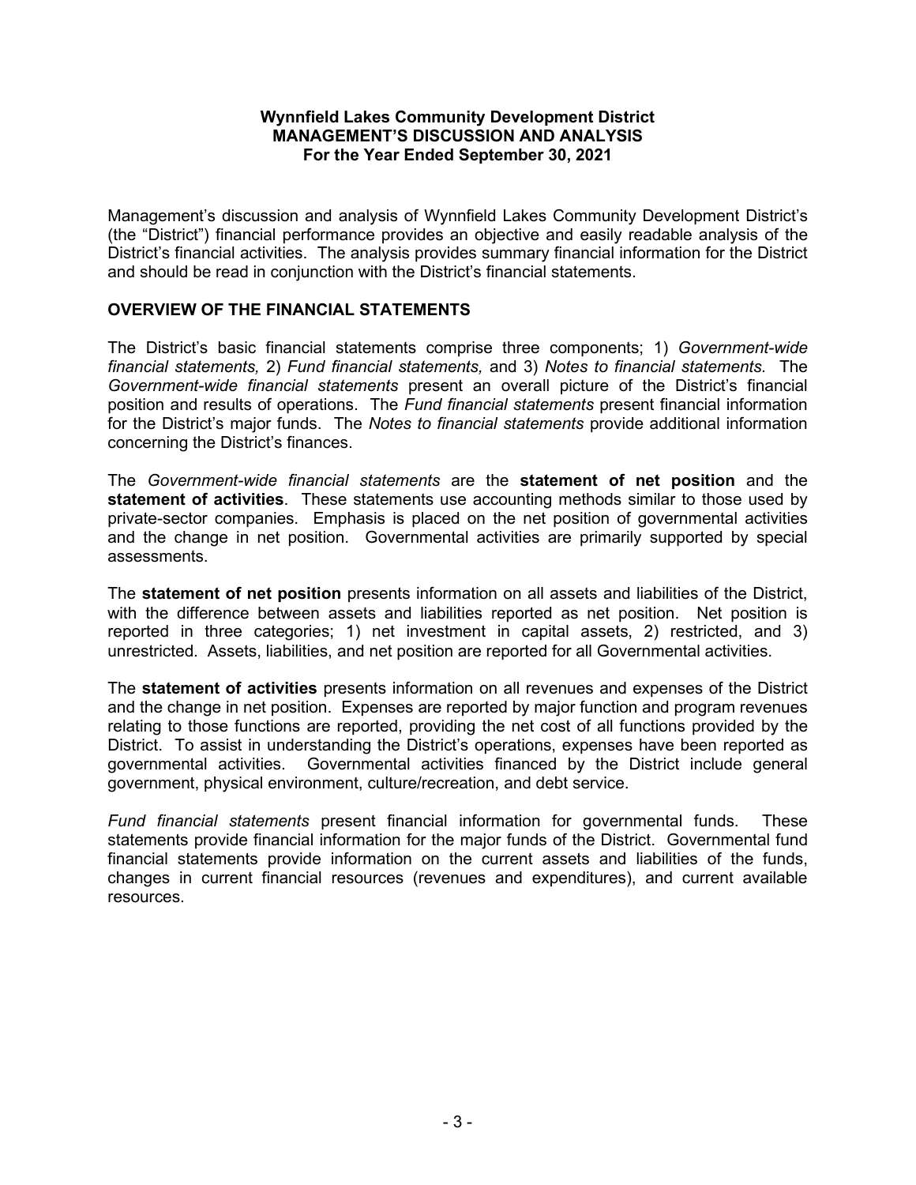**Wynnfield Lakes Community Development District**
**MANAGEMENT'S DISCUSSION AND ANALYSIS**
**For the Year Ended September 30, 2021**

Management's discussion and analysis of Wynnfield Lakes Community Development District's (the "District") financial performance provides an objective and easily readable analysis of the District's financial activities. The analysis provides summary financial information for the District and should be read in conjunction with the District's financial statements.

## OVERVIEW OF THE FINANCIAL STATEMENTS

The District's basic financial statements comprise three components; 1) *Government-wide financial statements,* 2) *Fund financial statements,* and 3) *Notes to financial statements.* The *Government-wide financial statements* present an overall picture of the District's financial position and results of operations. The *Fund financial statements* present financial information for the District's major funds. The *Notes to financial statements* provide additional information concerning the District's finances.

The *Government-wide financial statements* are the **statement of net position** and the **statement of activities**. These statements use accounting methods similar to those used by private-sector companies. Emphasis is placed on the net position of governmental activities and the change in net position. Governmental activities are primarily supported by special assessments.

The **statement of net position** presents information on all assets and liabilities of the District, with the difference between assets and liabilities reported as net position. Net position is reported in three categories; 1) net investment in capital assets, 2) restricted, and 3) unrestricted. Assets, liabilities, and net position are reported for all Governmental activities.

The **statement of activities** presents information on all revenues and expenses of the District and the change in net position. Expenses are reported by major function and program revenues relating to those functions are reported, providing the net cost of all functions provided by the District. To assist in understanding the District's operations, expenses have been reported as governmental activities. Governmental activities financed by the District include general government, physical environment, culture/recreation, and debt service.

*Fund financial statements* present financial information for governmental funds. These statements provide financial information for the major funds of the District. Governmental fund financial statements provide information on the current assets and liabilities of the funds, changes in current financial resources (revenues and expenditures), and current available resources.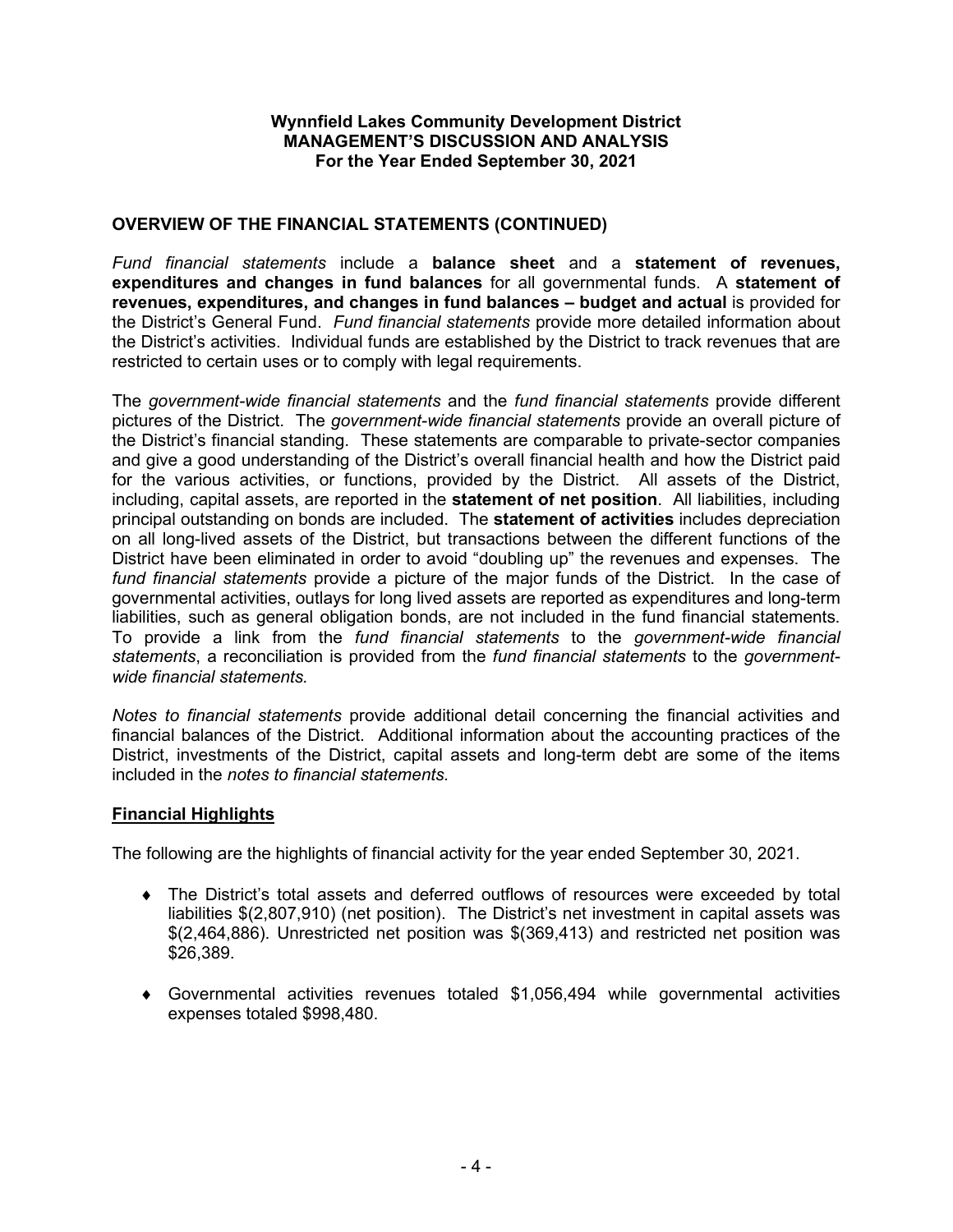**Wynnfield Lakes Community Development District**
**MANAGEMENT'S DISCUSSION AND ANALYSIS**
**For the Year Ended September 30, 2021**

## OVERVIEW OF THE FINANCIAL STATEMENTS (CONTINUED)

*Fund financial statements* include a **balance sheet** and a **statement of revenues, expenditures and changes in fund balances** for all governmental funds. A **statement of revenues, expenditures, and changes in fund balances – budget and actual** is provided for the District's General Fund. *Fund financial statements* provide more detailed information about the District's activities. Individual funds are established by the District to track revenues that are restricted to certain uses or to comply with legal requirements.

The *government-wide financial statements* and the *fund financial statements* provide different pictures of the District. The *government-wide financial statements* provide an overall picture of the District's financial standing. These statements are comparable to private-sector companies and give a good understanding of the District's overall financial health and how the District paid for the various activities, or functions, provided by the District. All assets of the District, including, capital assets, are reported in the **statement of net position**. All liabilities, including principal outstanding on bonds are included. The **statement of activities** includes depreciation on all long-lived assets of the District, but transactions between the different functions of the District have been eliminated in order to avoid "doubling up" the revenues and expenses. The *fund financial statements* provide a picture of the major funds of the District. In the case of governmental activities, outlays for long lived assets are reported as expenditures and long-term liabilities, such as general obligation bonds, are not included in the fund financial statements. To provide a link from the *fund financial statements* to the *government-wide financial statements*, a reconciliation is provided from the *fund financial statements* to the *government-wide financial statements.*

*Notes to financial statements* provide additional detail concerning the financial activities and financial balances of the District. Additional information about the accounting practices of the District, investments of the District, capital assets and long-term debt are some of the items included in the *notes to financial statements.*

## Financial Highlights

The following are the highlights of financial activity for the year ended September 30, 2021.

- The District's total assets and deferred outflows of resources were exceeded by total liabilities $(2,807,910) (net position). The District's net investment in capital assets was $(2,464,886). Unrestricted net position was $(369,413) and restricted net position was $26,389.
- Governmental activities revenues totaled $1,056,494 while governmental activities expenses totaled $998,480.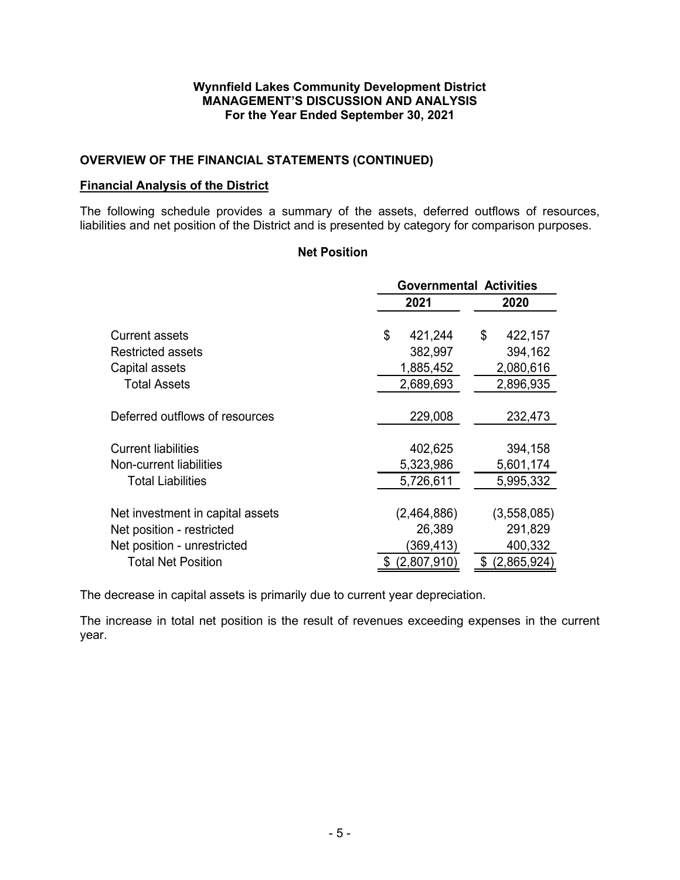**Wynnfield Lakes Community Development District**
**MANAGEMENT'S DISCUSSION AND ANALYSIS**
**For the Year Ended September 30, 2021**

## OVERVIEW OF THE FINANCIAL STATEMENTS (CONTINUED)

### Financial Analysis of the District

The following schedule provides a summary of the assets, deferred outflows of resources, liabilities and net position of the District and is presented by category for comparison purposes.

**Net Position**

| | Governmental Activities | |
|---|---|---|
| | 2021 | 2020 |
| Current assets | $ 421,244 | $ 422,157 |
| Restricted assets | 382,997 | 394,162 |
| Capital assets | 1,885,452 | 2,080,616 |
| Total Assets | 2,689,693 | 2,896,935 |
| Deferred outflows of resources | 229,008 | 232,473 |
| Current liabilities | 402,625 | 394,158 |
| Non-current liabilities | 5,323,986 | 5,601,174 |
| Total Liabilities | 5,726,611 | 5,995,332 |
| Net investment in capital assets | (2,464,886) | (3,558,085) |
| Net position - restricted | 26,389 | 291,829 |
| Net position - unrestricted | (369,413) | 400,332 |
| Total Net Position | $ (2,807,910) | $ (2,865,924) |

The decrease in capital assets is primarily due to current year depreciation.

The increase in total net position is the result of revenues exceeding expenses in the current year.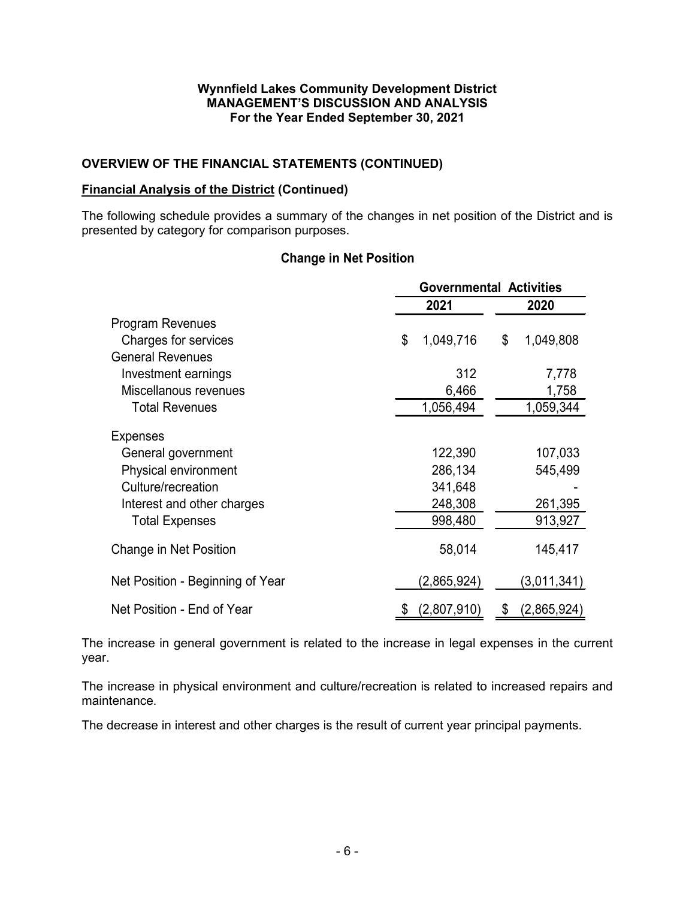**Wynnfield Lakes Community Development District**
**MANAGEMENT'S DISCUSSION AND ANALYSIS**
**For the Year Ended September 30, 2021**

## OVERVIEW OF THE FINANCIAL STATEMENTS (CONTINUED)

**Financial Analysis of the District (Continued)**

The following schedule provides a summary of the changes in net position of the District and is presented by category for comparison purposes.

### Change in Net Position

| | Governmental Activities | |
|---|---|---|
| | 2021 | 2020 |
| Program Revenues | | |
| Charges for services | $ 1,049,716 | $ 1,049,808 |
| General Revenues | | |
| Investment earnings | 312 | 7,778 |
| Miscellanous revenues | 6,466 | 1,758 |
| Total Revenues | 1,056,494 | 1,059,344 |
| Expenses | | |
| General government | 122,390 | 107,033 |
| Physical environment | 286,134 | 545,499 |
| Culture/recreation | 341,648 | - |
| Interest and other charges | 248,308 | 261,395 |
| Total Expenses | 998,480 | 913,927 |
| Change in Net Position | 58,014 | 145,417 |
| Net Position - Beginning of Year | (2,865,924) | (3,011,341) |
| Net Position - End of Year | $ (2,807,910) | $ (2,865,924) |

The increase in general government is related to the increase in legal expenses in the current year.

The increase in physical environment and culture/recreation is related to increased repairs and maintenance.

The decrease in interest and other charges is the result of current year principal payments.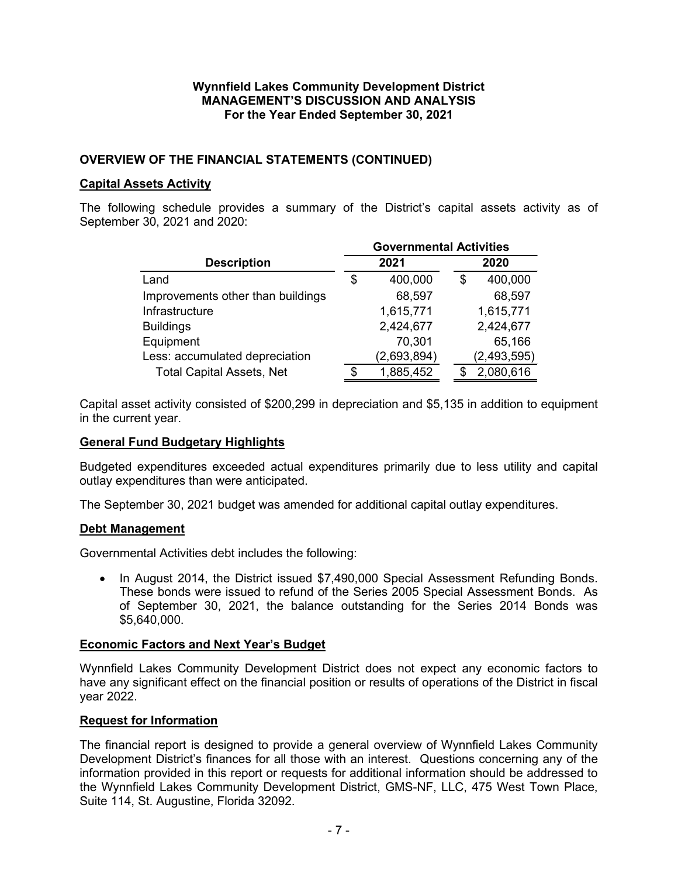**Wynnfield Lakes Community Development District**
**MANAGEMENT'S DISCUSSION AND ANALYSIS**
**For the Year Ended September 30, 2021**

## OVERVIEW OF THE FINANCIAL STATEMENTS (CONTINUED)

### Capital Assets Activity

The following schedule provides a summary of the District's capital assets activity as of September 30, 2021 and 2020:

| Description | Governmental Activities 2021 | Governmental Activities 2020 |
|---|---|---|
| Land | $ 400,000 | $ 400,000 |
| Improvements other than buildings | 68,597 | 68,597 |
| Infrastructure | 1,615,771 | 1,615,771 |
| Buildings | 2,424,677 | 2,424,677 |
| Equipment | 70,301 | 65,166 |
| Less: accumulated depreciation | (2,693,894) | (2,493,595) |
| Total Capital Assets, Net | $ 1,885,452 | $ 2,080,616 |

Capital asset activity consisted of $200,299 in depreciation and $5,135 in addition to equipment in the current year.

### General Fund Budgetary Highlights

Budgeted expenditures exceeded actual expenditures primarily due to less utility and capital outlay expenditures than were anticipated.

The September 30, 2021 budget was amended for additional capital outlay expenditures.

### Debt Management

Governmental Activities debt includes the following:

- In August 2014, the District issued $7,490,000 Special Assessment Refunding Bonds. These bonds were issued to refund of the Series 2005 Special Assessment Bonds. As of September 30, 2021, the balance outstanding for the Series 2014 Bonds was $5,640,000.

### Economic Factors and Next Year's Budget

Wynnfield Lakes Community Development District does not expect any economic factors to have any significant effect on the financial position or results of operations of the District in fiscal year 2022.

### Request for Information

The financial report is designed to provide a general overview of Wynnfield Lakes Community Development District's finances for all those with an interest. Questions concerning any of the information provided in this report or requests for additional information should be addressed to the Wynnfield Lakes Community Development District, GMS-NF, LLC, 475 West Town Place, Suite 114, St. Augustine, Florida 32092.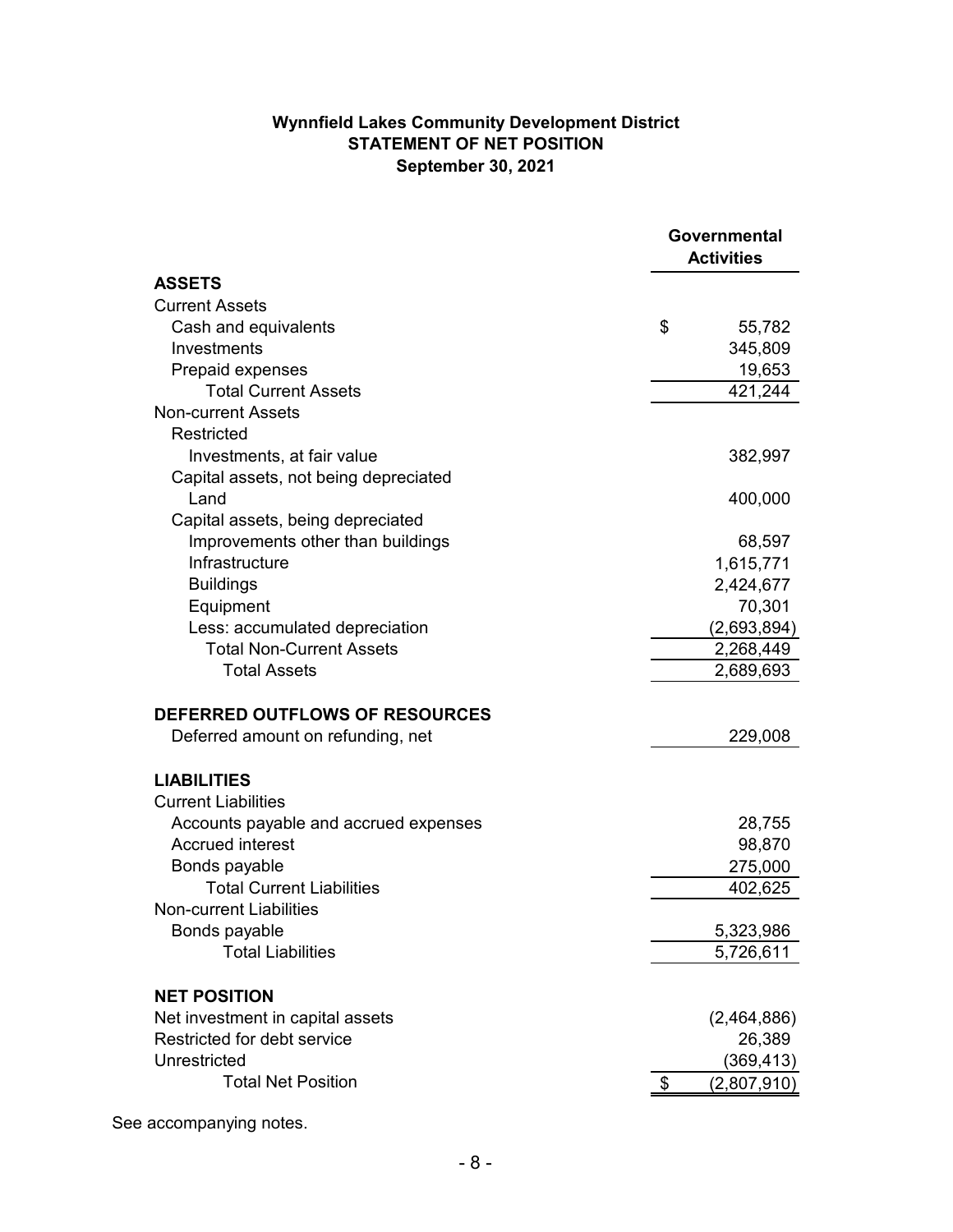**Wynnfield Lakes Community Development District**
**STATEMENT OF NET POSITION**
**September 30, 2021**

| | Governmental Activities |
|---|---|
| **ASSETS** | |
| Current Assets | |
| Cash and equivalents | $ 55,782 |
| Investments | 345,809 |
| Prepaid expenses | 19,653 |
| Total Current Assets | 421,244 |
| Non-current Assets | |
| Restricted | |
| Investments, at fair value | 382,997 |
| Capital assets, not being depreciated | |
| Land | 400,000 |
| Capital assets, being depreciated | |
| Improvements other than buildings | 68,597 |
| Infrastructure | 1,615,771 |
| Buildings | 2,424,677 |
| Equipment | 70,301 |
| Less: accumulated depreciation | (2,693,894) |
| Total Non-Current Assets | 2,268,449 |
| Total Assets | 2,689,693 |
| **DEFERRED OUTFLOWS OF RESOURCES** | |
| Deferred amount on refunding, net | 229,008 |
| **LIABILITIES** | |
| Current Liabilities | |
| Accounts payable and accrued expenses | 28,755 |
| Accrued interest | 98,870 |
| Bonds payable | 275,000 |
| Total Current Liabilities | 402,625 |
| Non-current Liabilities | |
| Bonds payable | 5,323,986 |
| Total Liabilities | 5,726,611 |
| **NET POSITION** | |
| Net investment in capital assets | (2,464,886) |
| Restricted for debt service | 26,389 |
| Unrestricted | (369,413) |
| Total Net Position | $ (2,807,910) |

See accompanying notes.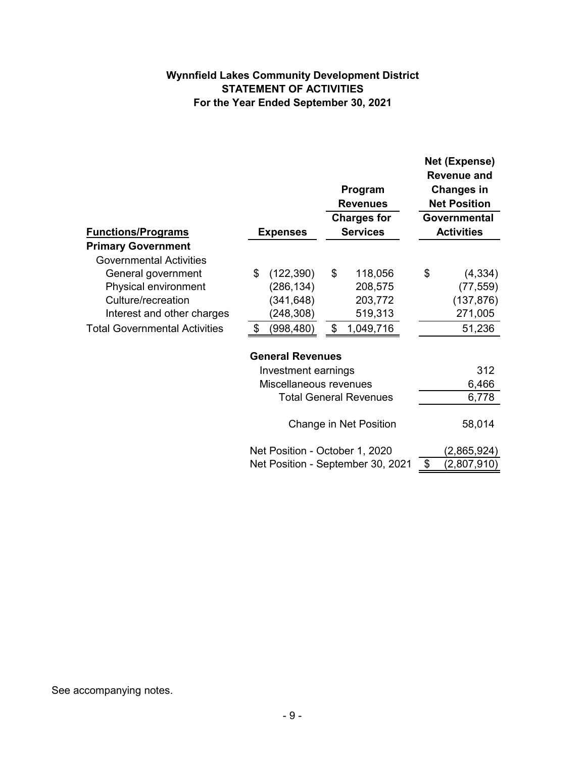# Wynnfield Lakes Community Development District
## STATEMENT OF ACTIVITIES
### For the Year Ended September 30, 2021

| Functions/Programs | Expenses | Program Revenues<br>Charges for Services | Net (Expense) Revenue and Changes in Net Position<br>Governmental Activities |
|---|---|---|---|
| **Primary Government** | | | |
| Governmental Activities | | | |
| General government | $ (122,390) | $ 118,056 | $ (4,334) |
| Physical environment | (286,134) | 208,575 | (77,559) |
| Culture/recreation | (341,648) | 203,772 | (137,876) |
| Interest and other charges | (248,308) | 519,313 | 271,005 |
| Total Governmental Activities | $ (998,480) | $ 1,049,716 | 51,236 |
| | **General Revenues** | | |
| | Investment earnings | | 312 |
| | Miscellaneous revenues | | 6,466 |
| | Total General Revenues | | 6,778 |
| | Change in Net Position | | 58,014 |
| | Net Position - October 1, 2020 | | (2,865,924) |
| | Net Position - September 30, 2021 | | $ (2,807,910) |

See accompanying notes.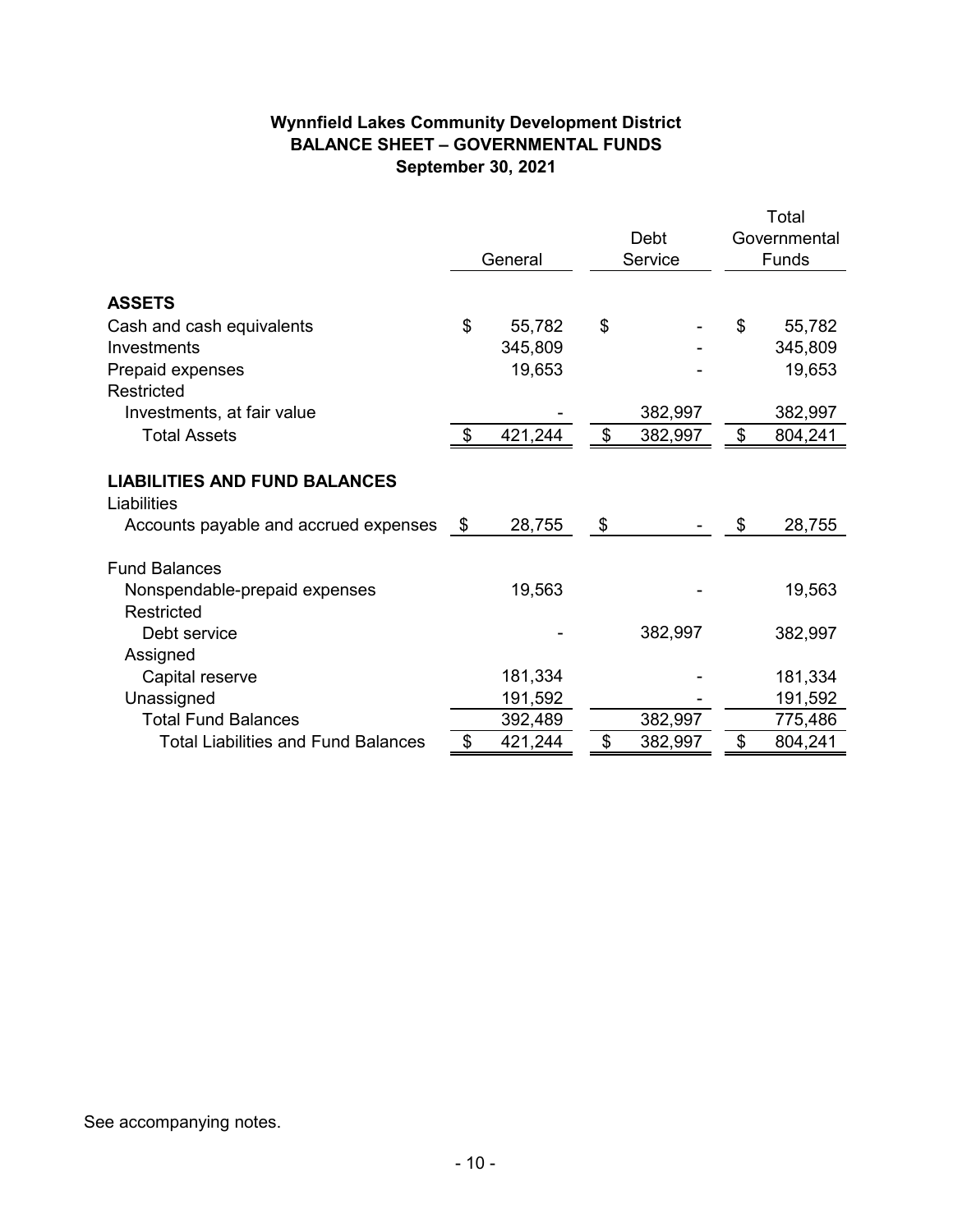# Wynnfield Lakes Community Development District
## BALANCE SHEET – GOVERNMENTAL FUNDS
### September 30, 2021

| | General | Debt Service | Total Governmental Funds |
|---|---|---|---|
| **ASSETS** | | | |
| Cash and cash equivalents | $ 55,782 | $ - | $ 55,782 |
| Investments | 345,809 | - | 345,809 |
| Prepaid expenses | 19,653 | - | 19,653 |
| Restricted | | | |
| Investments, at fair value | - | 382,997 | 382,997 |
| Total Assets | $ 421,244 | $ 382,997 | $ 804,241 |
| **LIABILITIES AND FUND BALANCES** | | | |
| Liabilities | | | |
| Accounts payable and accrued expenses | $ 28,755 | $ - | $ 28,755 |
| Fund Balances | | | |
| Nonspendable-prepaid expenses | 19,563 | - | 19,563 |
| Restricted | | | |
| Debt service | - | 382,997 | 382,997 |
| Assigned | | | |
| Capital reserve | 181,334 | - | 181,334 |
| Unassigned | 191,592 | - | 191,592 |
| Total Fund Balances | 392,489 | 382,997 | 775,486 |
| Total Liabilities and Fund Balances | $ 421,244 | $ 382,997 | $ 804,241 |

See accompanying notes.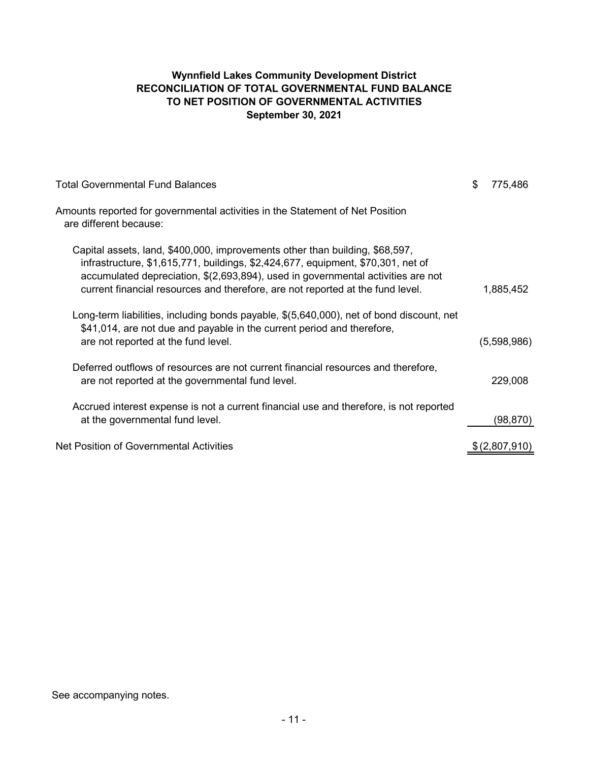## Wynnfield Lakes Community Development District
## RECONCILIATION OF TOTAL GOVERNMENTAL FUND BALANCE TO NET POSITION OF GOVERNMENTAL ACTIVITIES
## September 30, 2021

| | |
|---|---|
| Total Governmental Fund Balances | $ 775,486 |
| Amounts reported for governmental activities in the Statement of Net Position are different because: | |
| Capital assets, land, $400,000, improvements other than building, $68,597, infrastructure, $1,615,771, buildings, $2,424,677, equipment, $70,301, net of accumulated depreciation, $(2,693,894), used in governmental activities are not current financial resources and therefore, are not reported at the fund level. | 1,885,452 |
| Long-term liabilities, including bonds payable, $(5,640,000), net of bond discount, net $41,014, are not due and payable in the current period and therefore, are not reported at the fund level. | (5,598,986) |
| Deferred outflows of resources are not current financial resources and therefore, are not reported at the governmental fund level. | 229,008 |
| Accrued interest expense is not a current financial use and therefore, is not reported at the governmental fund level. | (98,870) |
| Net Position of Governmental Activities | $ (2,807,910) |

See accompanying notes.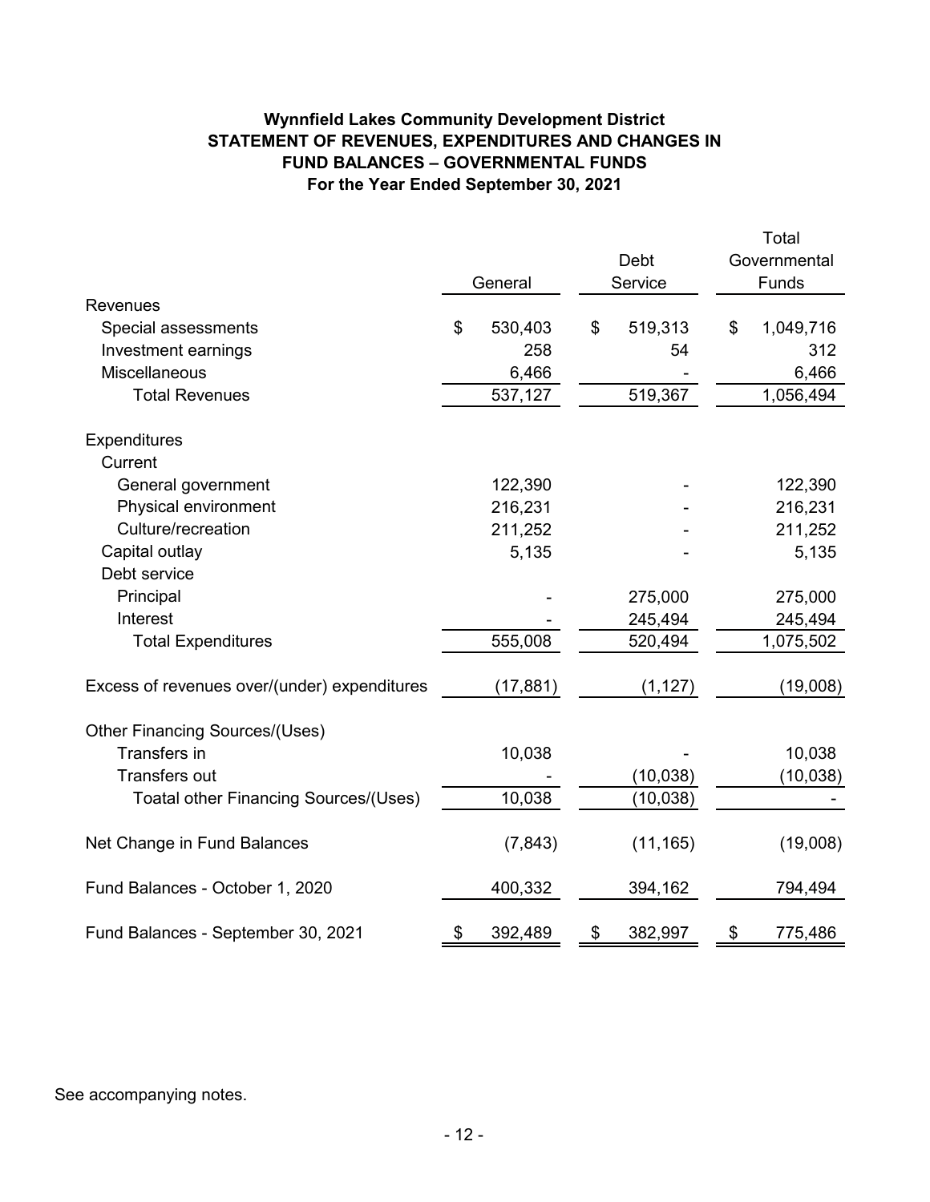**Wynnfield Lakes Community Development District**
**STATEMENT OF REVENUES, EXPENDITURES AND CHANGES IN FUND BALANCES – GOVERNMENTAL FUNDS**
**For the Year Ended September 30, 2021**

| | General | Debt Service | Total Governmental Funds |
|---|---|---|---|
| Revenues | | | |
| Special assessments | $ 530,403 | $ 519,313 | $ 1,049,716 |
| Investment earnings | 258 | 54 | 312 |
| Miscellaneous | 6,466 | - | 6,466 |
| Total Revenues | 537,127 | 519,367 | 1,056,494 |
| Expenditures | | | |
| Current | | | |
| General government | 122,390 | - | 122,390 |
| Physical environment | 216,231 | - | 216,231 |
| Culture/recreation | 211,252 | - | 211,252 |
| Capital outlay | 5,135 | - | 5,135 |
| Debt service | | | |
| Principal | - | 275,000 | 275,000 |
| Interest | - | 245,494 | 245,494 |
| Total Expenditures | 555,008 | 520,494 | 1,075,502 |
| Excess of revenues over/(under) expenditures | (17,881) | (1,127) | (19,008) |
| Other Financing Sources/(Uses) | | | |
| Transfers in | 10,038 | - | 10,038 |
| Transfers out | - | (10,038) | (10,038) |
| Toatal other Financing Sources/(Uses) | 10,038 | (10,038) | - |
| Net Change in Fund Balances | (7,843) | (11,165) | (19,008) |
| Fund Balances - October 1, 2020 | 400,332 | 394,162 | 794,494 |
| Fund Balances - September 30, 2021 | $ 392,489 | $ 382,997 | $ 775,486 |

See accompanying notes.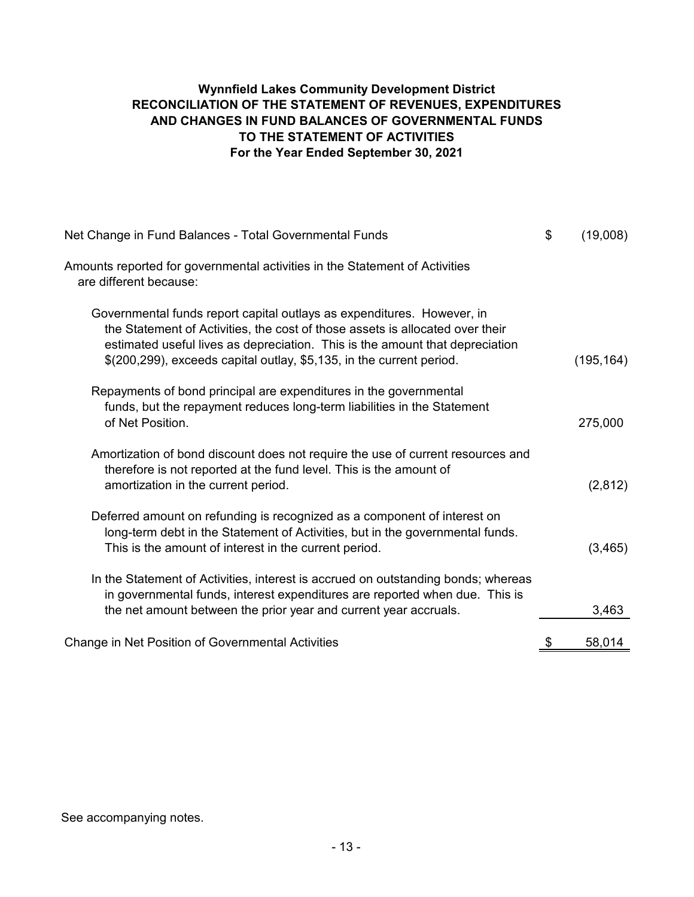# Wynnfield Lakes Community Development District
## RECONCILIATION OF THE STATEMENT OF REVENUES, EXPENDITURES AND CHANGES IN FUND BALANCES OF GOVERNMENTAL FUNDS TO THE STATEMENT OF ACTIVITIES
### For the Year Ended September 30, 2021

| | | |
|---|---|---|
| Net Change in Fund Balances - Total Governmental Funds | $ | (19,008) |
| Amounts reported for governmental activities in the Statement of Activities are different because: | | |
| Governmental funds report capital outlays as expenditures. However, in the Statement of Activities, the cost of those assets is allocated over their estimated useful lives as depreciation. This is the amount that depreciation $(200,299), exceeds capital outlay, $5,135, in the current period. | | (195,164) |
| Repayments of bond principal are expenditures in the governmental funds, but the repayment reduces long-term liabilities in the Statement of Net Position. | | 275,000 |
| Amortization of bond discount does not require the use of current resources and therefore is not reported at the fund level. This is the amount of amortization in the current period. | | (2,812) |
| Deferred amount on refunding is recognized as a component of interest on long-term debt in the Statement of Activities, but in the governmental funds. This is the amount of interest in the current period. | | (3,465) |
| In the Statement of Activities, interest is accrued on outstanding bonds; whereas in governmental funds, interest expenditures are reported when due. This is the net amount between the prior year and current year accruals. | | 3,463 |
| Change in Net Position of Governmental Activities | $ | 58,014 |

See accompanying notes.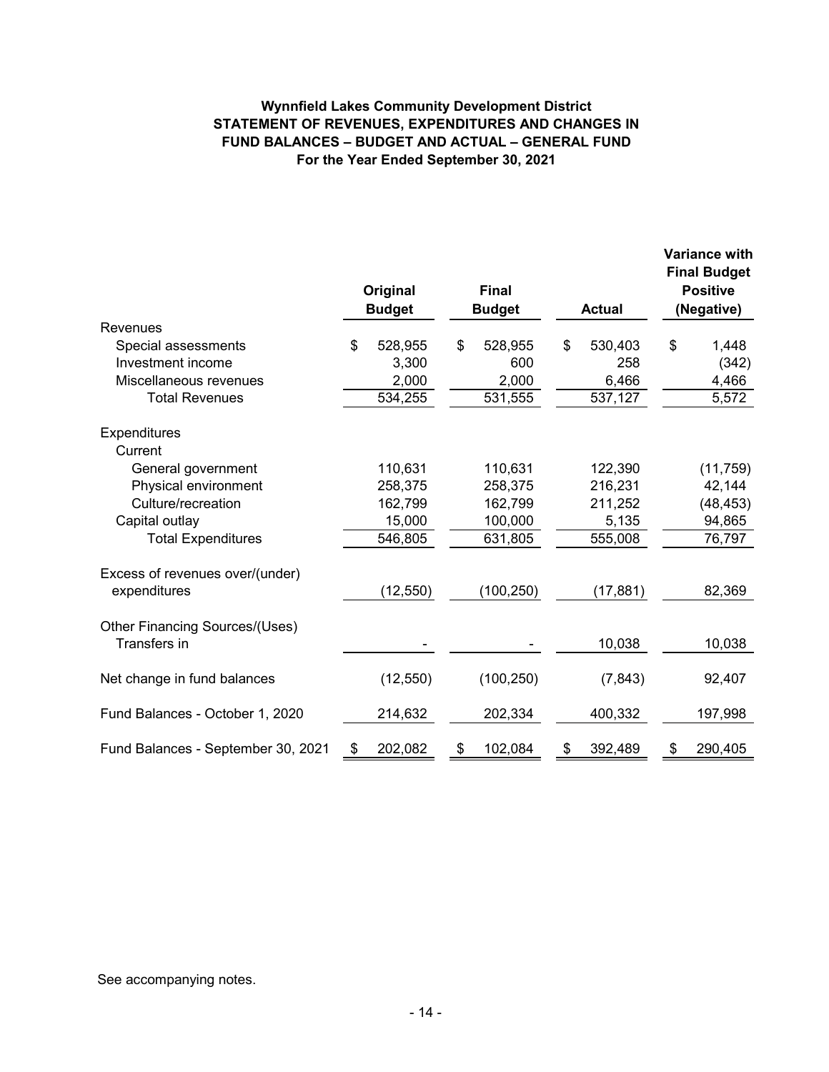# Wynnfield Lakes Community Development District
## STATEMENT OF REVENUES, EXPENDITURES AND CHANGES IN FUND BALANCES – BUDGET AND ACTUAL – GENERAL FUND
### For the Year Ended September 30, 2021

| | Original Budget | Final Budget | Actual | Variance with Final Budget Positive (Negative) |
|---|---|---|---|---|
| **Revenues** | | | | |
| Special assessments | $ 528,955 | $ 528,955 | $ 530,403 | $ 1,448 |
| Investment income | 3,300 | 600 | 258 | (342) |
| Miscellaneous revenues | 2,000 | 2,000 | 6,466 | 4,466 |
| Total Revenues | 534,255 | 531,555 | 537,127 | 5,572 |
| **Expenditures** | | | | |
| Current | | | | |
| General government | 110,631 | 110,631 | 122,390 | (11,759) |
| Physical environment | 258,375 | 258,375 | 216,231 | 42,144 |
| Culture/recreation | 162,799 | 162,799 | 211,252 | (48,453) |
| Capital outlay | 15,000 | 100,000 | 5,135 | 94,865 |
| Total Expenditures | 546,805 | 631,805 | 555,008 | 76,797 |
| Excess of revenues over/(under) expenditures | (12,550) | (100,250) | (17,881) | 82,369 |
| **Other Financing Sources/(Uses)** | | | | |
| Transfers in | - | - | 10,038 | 10,038 |
| Net change in fund balances | (12,550) | (100,250) | (7,843) | 92,407 |
| Fund Balances - October 1, 2020 | 214,632 | 202,334 | 400,332 | 197,998 |
| Fund Balances - September 30, 2021 | $ 202,082 | $ 102,084 | $ 392,489 | $ 290,405 |

See accompanying notes.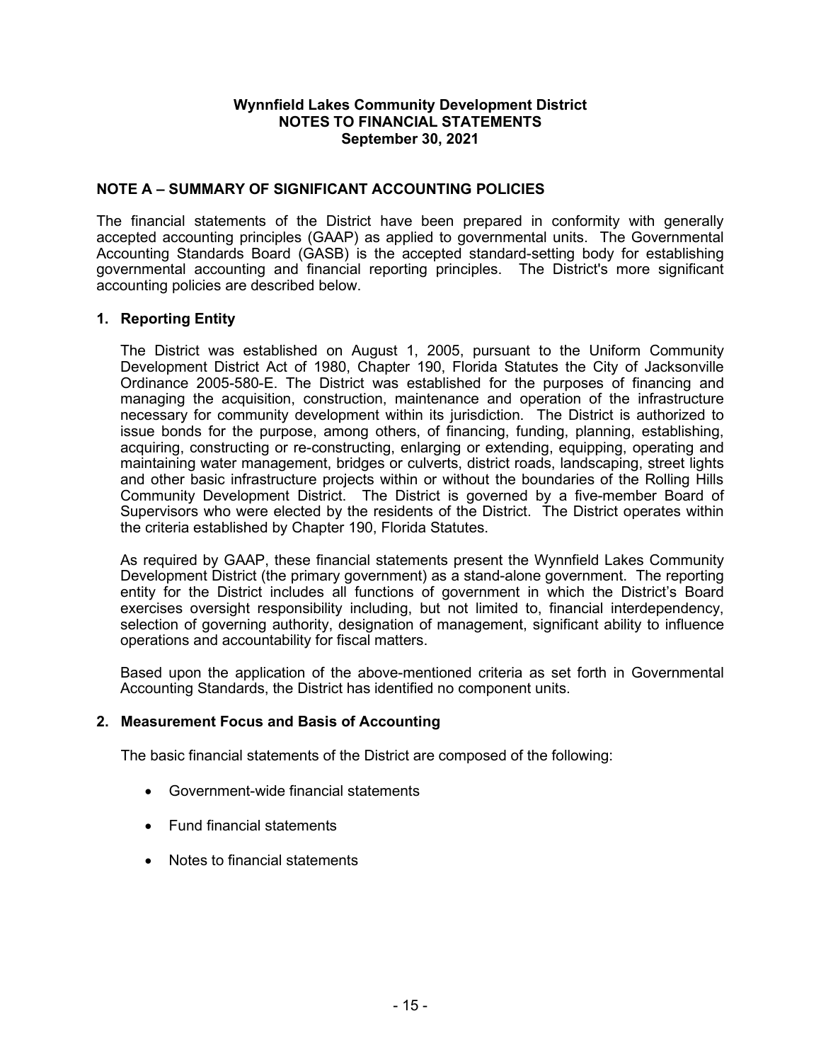**Wynnfield Lakes Community Development District**
**NOTES TO FINANCIAL STATEMENTS**
**September 30, 2021**

## NOTE A – SUMMARY OF SIGNIFICANT ACCOUNTING POLICIES

The financial statements of the District have been prepared in conformity with generally accepted accounting principles (GAAP) as applied to governmental units. The Governmental Accounting Standards Board (GASB) is the accepted standard-setting body for establishing governmental accounting and financial reporting principles. The District's more significant accounting policies are described below.

### 1. Reporting Entity

The District was established on August 1, 2005, pursuant to the Uniform Community Development District Act of 1980, Chapter 190, Florida Statutes the City of Jacksonville Ordinance 2005-580-E. The District was established for the purposes of financing and managing the acquisition, construction, maintenance and operation of the infrastructure necessary for community development within its jurisdiction. The District is authorized to issue bonds for the purpose, among others, of financing, funding, planning, establishing, acquiring, constructing or re-constructing, enlarging or extending, equipping, operating and maintaining water management, bridges or culverts, district roads, landscaping, street lights and other basic infrastructure projects within or without the boundaries of the Rolling Hills Community Development District. The District is governed by a five-member Board of Supervisors who were elected by the residents of the District. The District operates within the criteria established by Chapter 190, Florida Statutes.

As required by GAAP, these financial statements present the Wynnfield Lakes Community Development District (the primary government) as a stand-alone government. The reporting entity for the District includes all functions of government in which the District's Board exercises oversight responsibility including, but not limited to, financial interdependency, selection of governing authority, designation of management, significant ability to influence operations and accountability for fiscal matters.

Based upon the application of the above-mentioned criteria as set forth in Governmental Accounting Standards, the District has identified no component units.

### 2. Measurement Focus and Basis of Accounting

The basic financial statements of the District are composed of the following:

- Government-wide financial statements
- Fund financial statements
- Notes to financial statements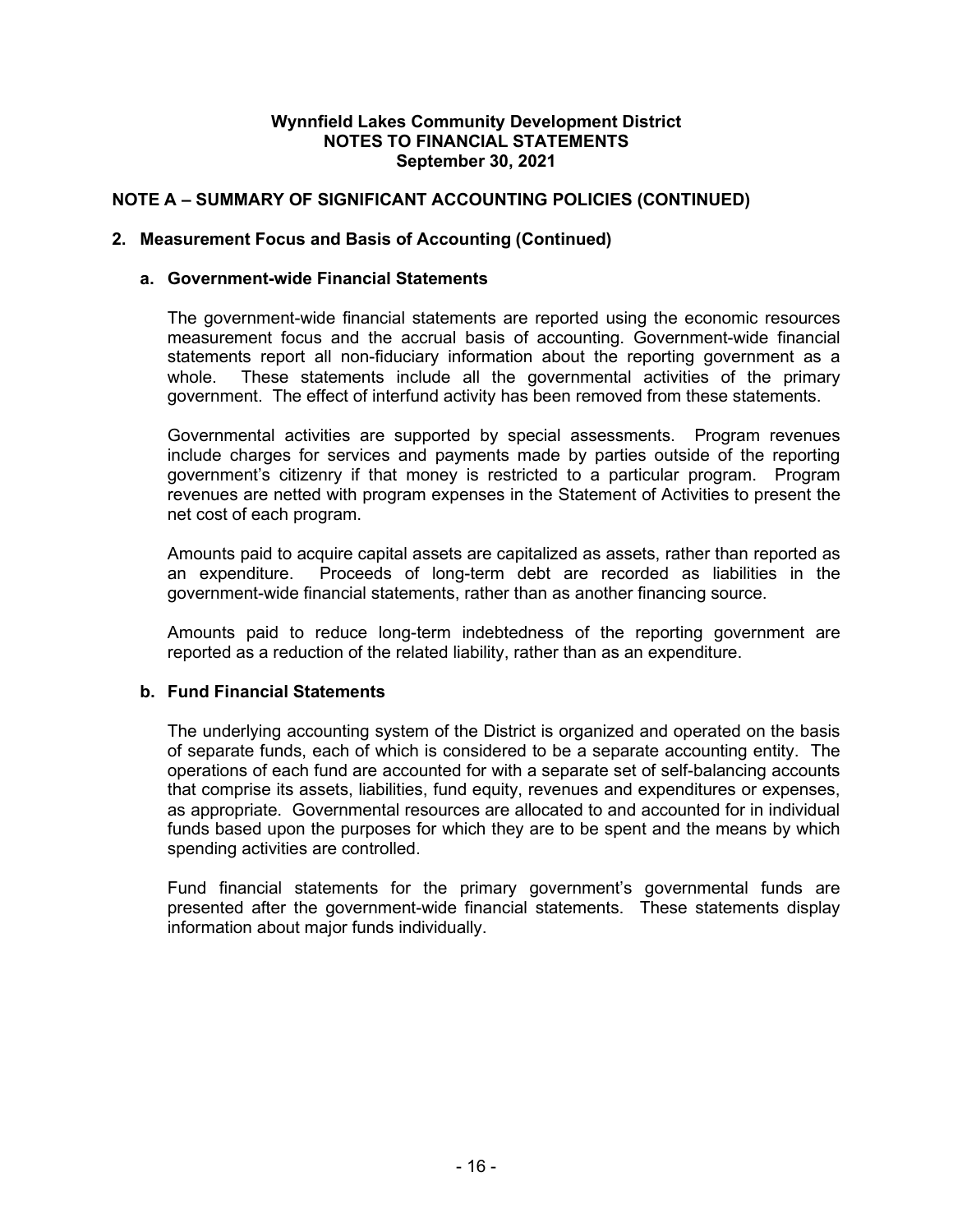## NOTE A – SUMMARY OF SIGNIFICANT ACCOUNTING POLICIES (CONTINUED)

### 2. Measurement Focus and Basis of Accounting (Continued)

#### a. Government-wide Financial Statements

The government-wide financial statements are reported using the economic resources measurement focus and the accrual basis of accounting. Government-wide financial statements report all non-fiduciary information about the reporting government as a whole. These statements include all the governmental activities of the primary government. The effect of interfund activity has been removed from these statements.

Governmental activities are supported by special assessments. Program revenues include charges for services and payments made by parties outside of the reporting government's citizenry if that money is restricted to a particular program. Program revenues are netted with program expenses in the Statement of Activities to present the net cost of each program.

Amounts paid to acquire capital assets are capitalized as assets, rather than reported as an expenditure. Proceeds of long-term debt are recorded as liabilities in the government-wide financial statements, rather than as another financing source.

Amounts paid to reduce long-term indebtedness of the reporting government are reported as a reduction of the related liability, rather than as an expenditure.

#### b. Fund Financial Statements

The underlying accounting system of the District is organized and operated on the basis of separate funds, each of which is considered to be a separate accounting entity. The operations of each fund are accounted for with a separate set of self-balancing accounts that comprise its assets, liabilities, fund equity, revenues and expenditures or expenses, as appropriate. Governmental resources are allocated to and accounted for in individual funds based upon the purposes for which they are to be spent and the means by which spending activities are controlled.

Fund financial statements for the primary government's governmental funds are presented after the government-wide financial statements. These statements display information about major funds individually.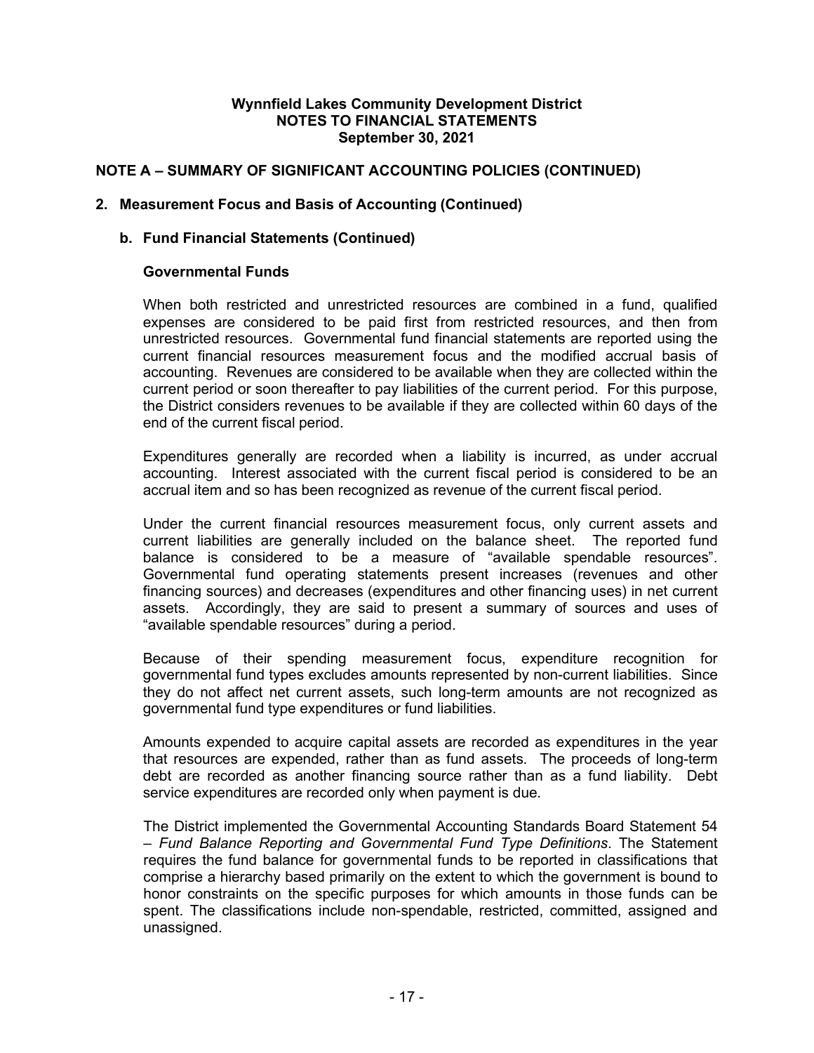## NOTE A – SUMMARY OF SIGNIFICANT ACCOUNTING POLICIES (CONTINUED)

### 2. Measurement Focus and Basis of Accounting (Continued)

#### b. Fund Financial Statements (Continued)

**Governmental Funds**

When both restricted and unrestricted resources are combined in a fund, qualified expenses are considered to be paid first from restricted resources, and then from unrestricted resources. Governmental fund financial statements are reported using the current financial resources measurement focus and the modified accrual basis of accounting. Revenues are considered to be available when they are collected within the current period or soon thereafter to pay liabilities of the current period. For this purpose, the District considers revenues to be available if they are collected within 60 days of the end of the current fiscal period.

Expenditures generally are recorded when a liability is incurred, as under accrual accounting. Interest associated with the current fiscal period is considered to be an accrual item and so has been recognized as revenue of the current fiscal period.

Under the current financial resources measurement focus, only current assets and current liabilities are generally included on the balance sheet. The reported fund balance is considered to be a measure of "available spendable resources". Governmental fund operating statements present increases (revenues and other financing sources) and decreases (expenditures and other financing uses) in net current assets. Accordingly, they are said to present a summary of sources and uses of "available spendable resources" during a period.

Because of their spending measurement focus, expenditure recognition for governmental fund types excludes amounts represented by non-current liabilities. Since they do not affect net current assets, such long-term amounts are not recognized as governmental fund type expenditures or fund liabilities.

Amounts expended to acquire capital assets are recorded as expenditures in the year that resources are expended, rather than as fund assets. The proceeds of long-term debt are recorded as another financing source rather than as a fund liability. Debt service expenditures are recorded only when payment is due.

The District implemented the Governmental Accounting Standards Board Statement 54 – *Fund Balance Reporting and Governmental Fund Type Definitions*. The Statement requires the fund balance for governmental funds to be reported in classifications that comprise a hierarchy based primarily on the extent to which the government is bound to honor constraints on the specific purposes for which amounts in those funds can be spent. The classifications include non-spendable, restricted, committed, assigned and unassigned.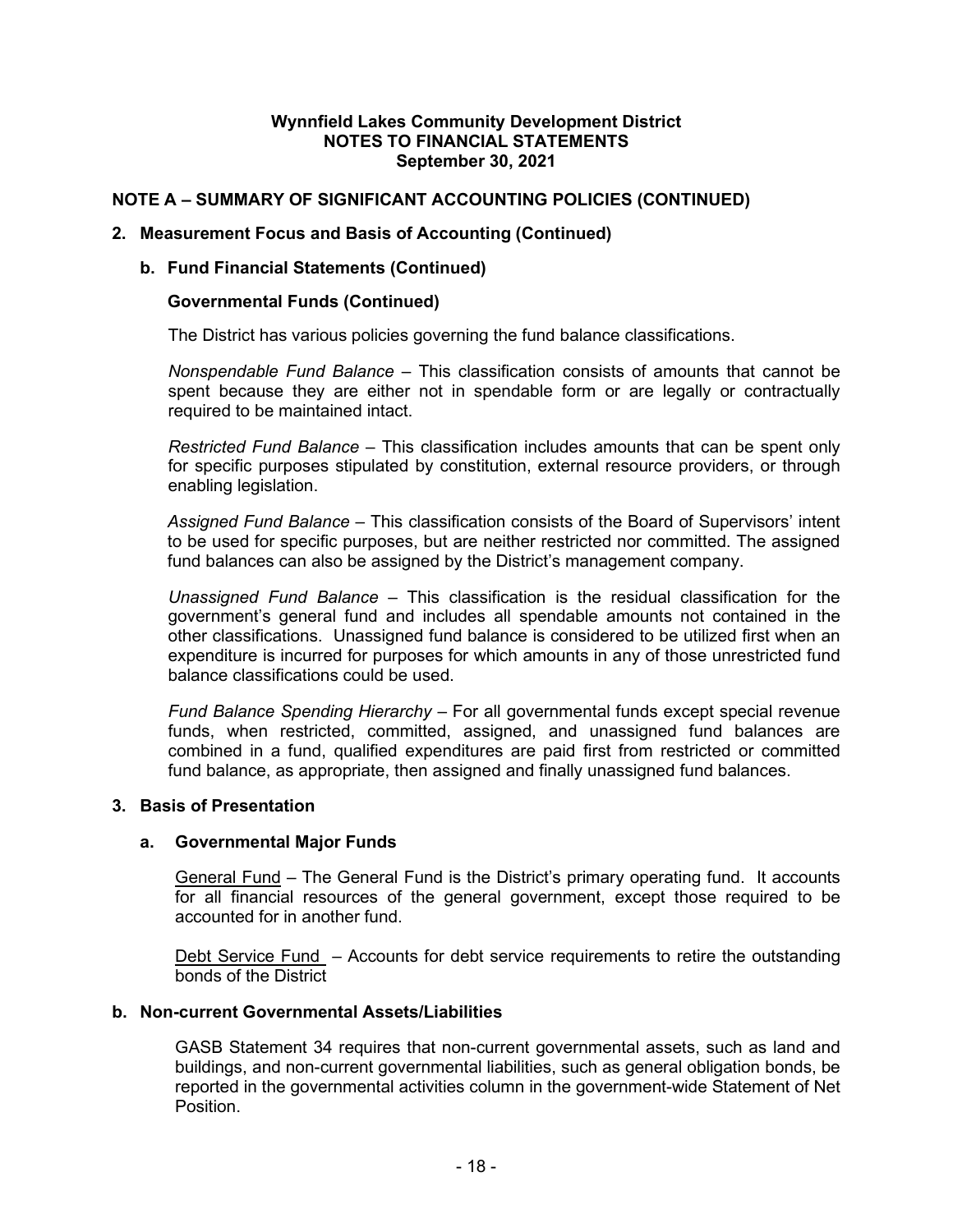## NOTE A – SUMMARY OF SIGNIFICANT ACCOUNTING POLICIES (CONTINUED)

### 2. Measurement Focus and Basis of Accounting (Continued)

#### b. Fund Financial Statements (Continued)

**Governmental Funds (Continued)**

The District has various policies governing the fund balance classifications.

*Nonspendable Fund Balance* – This classification consists of amounts that cannot be spent because they are either not in spendable form or are legally or contractually required to be maintained intact.

*Restricted Fund Balance* – This classification includes amounts that can be spent only for specific purposes stipulated by constitution, external resource providers, or through enabling legislation.

*Assigned Fund Balance* – This classification consists of the Board of Supervisors' intent to be used for specific purposes, but are neither restricted nor committed. The assigned fund balances can also be assigned by the District's management company.

*Unassigned Fund Balance* – This classification is the residual classification for the government's general fund and includes all spendable amounts not contained in the other classifications. Unassigned fund balance is considered to be utilized first when an expenditure is incurred for purposes for which amounts in any of those unrestricted fund balance classifications could be used.

*Fund Balance Spending Hierarchy* – For all governmental funds except special revenue funds, when restricted, committed, assigned, and unassigned fund balances are combined in a fund, qualified expenditures are paid first from restricted or committed fund balance, as appropriate, then assigned and finally unassigned fund balances.

### 3. Basis of Presentation

#### a. Governmental Major Funds

General Fund – The General Fund is the District's primary operating fund. It accounts for all financial resources of the general government, except those required to be accounted for in another fund.

Debt Service Fund – Accounts for debt service requirements to retire the outstanding bonds of the District

#### b. Non-current Governmental Assets/Liabilities

GASB Statement 34 requires that non-current governmental assets, such as land and buildings, and non-current governmental liabilities, such as general obligation bonds, be reported in the governmental activities column in the government-wide Statement of Net Position.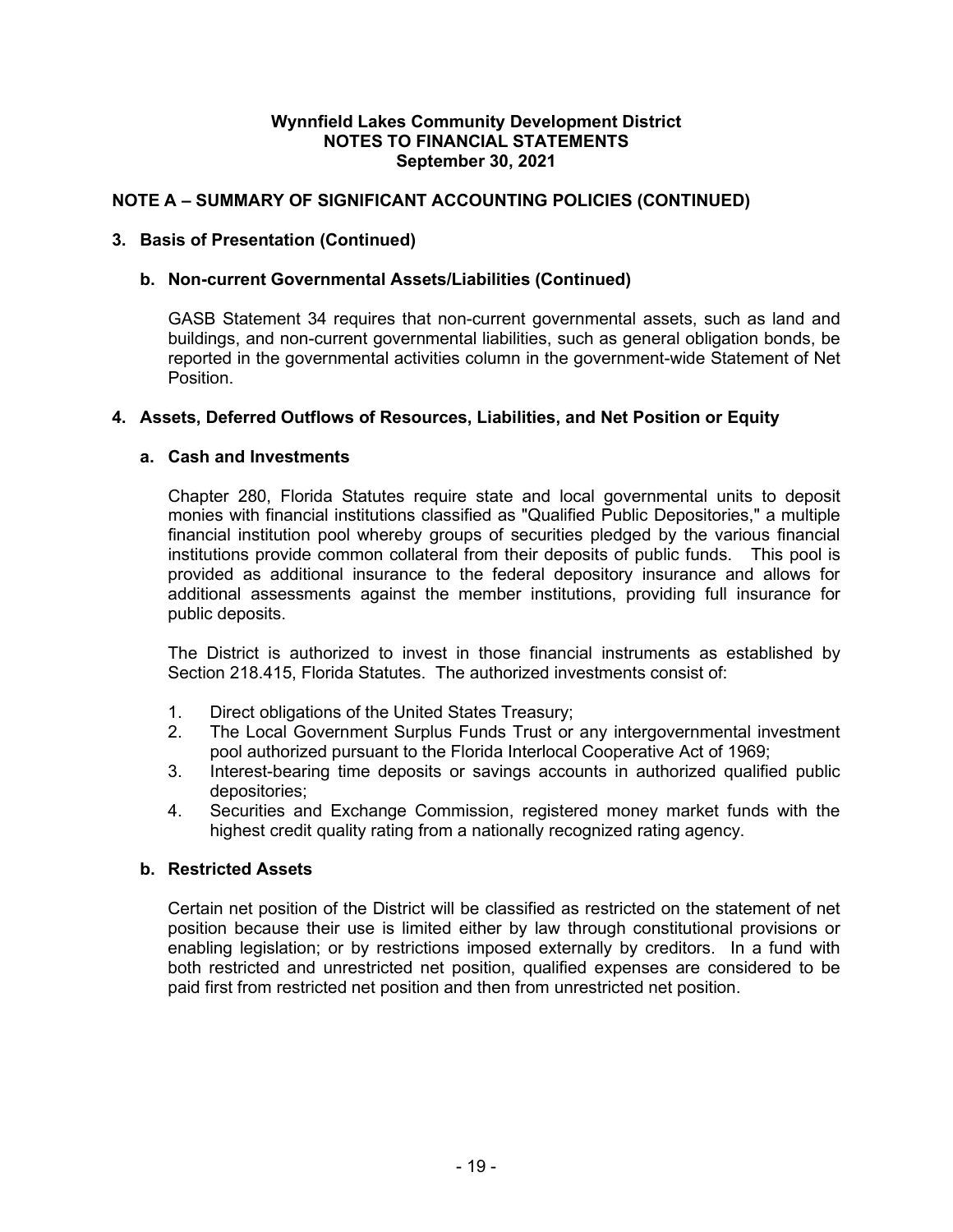**Wynnfield Lakes Community Development District**
**NOTES TO FINANCIAL STATEMENTS**
**September 30, 2021**

## NOTE A – SUMMARY OF SIGNIFICANT ACCOUNTING POLICIES (CONTINUED)

### 3. Basis of Presentation (Continued)

#### b. Non-current Governmental Assets/Liabilities (Continued)

GASB Statement 34 requires that non-current governmental assets, such as land and buildings, and non-current governmental liabilities, such as general obligation bonds, be reported in the governmental activities column in the government-wide Statement of Net Position.

### 4. Assets, Deferred Outflows of Resources, Liabilities, and Net Position or Equity

#### a. Cash and Investments

Chapter 280, Florida Statutes require state and local governmental units to deposit monies with financial institutions classified as "Qualified Public Depositories," a multiple financial institution pool whereby groups of securities pledged by the various financial institutions provide common collateral from their deposits of public funds. This pool is provided as additional insurance to the federal depository insurance and allows for additional assessments against the member institutions, providing full insurance for public deposits.

The District is authorized to invest in those financial instruments as established by Section 218.415, Florida Statutes. The authorized investments consist of:

1. Direct obligations of the United States Treasury;
2. The Local Government Surplus Funds Trust or any intergovernmental investment pool authorized pursuant to the Florida Interlocal Cooperative Act of 1969;
3. Interest-bearing time deposits or savings accounts in authorized qualified public depositories;
4. Securities and Exchange Commission, registered money market funds with the highest credit quality rating from a nationally recognized rating agency.

#### b. Restricted Assets

Certain net position of the District will be classified as restricted on the statement of net position because their use is limited either by law through constitutional provisions or enabling legislation; or by restrictions imposed externally by creditors. In a fund with both restricted and unrestricted net position, qualified expenses are considered to be paid first from restricted net position and then from unrestricted net position.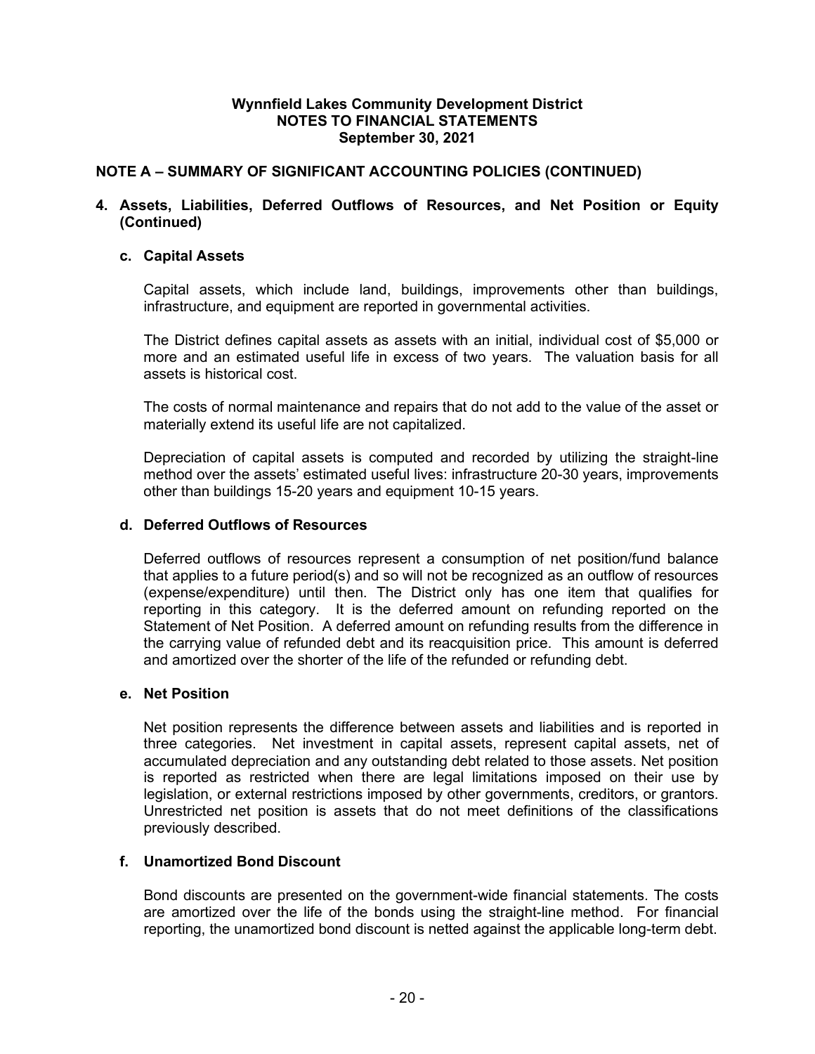**Wynnfield Lakes Community Development District**
**NOTES TO FINANCIAL STATEMENTS**
**September 30, 2021**

## NOTE A – SUMMARY OF SIGNIFICANT ACCOUNTING POLICIES (CONTINUED)

### 4. Assets, Liabilities, Deferred Outflows of Resources, and Net Position or Equity (Continued)

#### c. Capital Assets

Capital assets, which include land, buildings, improvements other than buildings, infrastructure, and equipment are reported in governmental activities.

The District defines capital assets as assets with an initial, individual cost of $5,000 or more and an estimated useful life in excess of two years. The valuation basis for all assets is historical cost.

The costs of normal maintenance and repairs that do not add to the value of the asset or materially extend its useful life are not capitalized.

Depreciation of capital assets is computed and recorded by utilizing the straight-line method over the assets' estimated useful lives: infrastructure 20-30 years, improvements other than buildings 15-20 years and equipment 10-15 years.

#### d. Deferred Outflows of Resources

Deferred outflows of resources represent a consumption of net position/fund balance that applies to a future period(s) and so will not be recognized as an outflow of resources (expense/expenditure) until then. The District only has one item that qualifies for reporting in this category. It is the deferred amount on refunding reported on the Statement of Net Position. A deferred amount on refunding results from the difference in the carrying value of refunded debt and its reacquisition price. This amount is deferred and amortized over the shorter of the life of the refunded or refunding debt.

#### e. Net Position

Net position represents the difference between assets and liabilities and is reported in three categories. Net investment in capital assets, represent capital assets, net of accumulated depreciation and any outstanding debt related to those assets. Net position is reported as restricted when there are legal limitations imposed on their use by legislation, or external restrictions imposed by other governments, creditors, or grantors. Unrestricted net position is assets that do not meet definitions of the classifications previously described.

#### f. Unamortized Bond Discount

Bond discounts are presented on the government-wide financial statements. The costs are amortized over the life of the bonds using the straight-line method. For financial reporting, the unamortized bond discount is netted against the applicable long-term debt.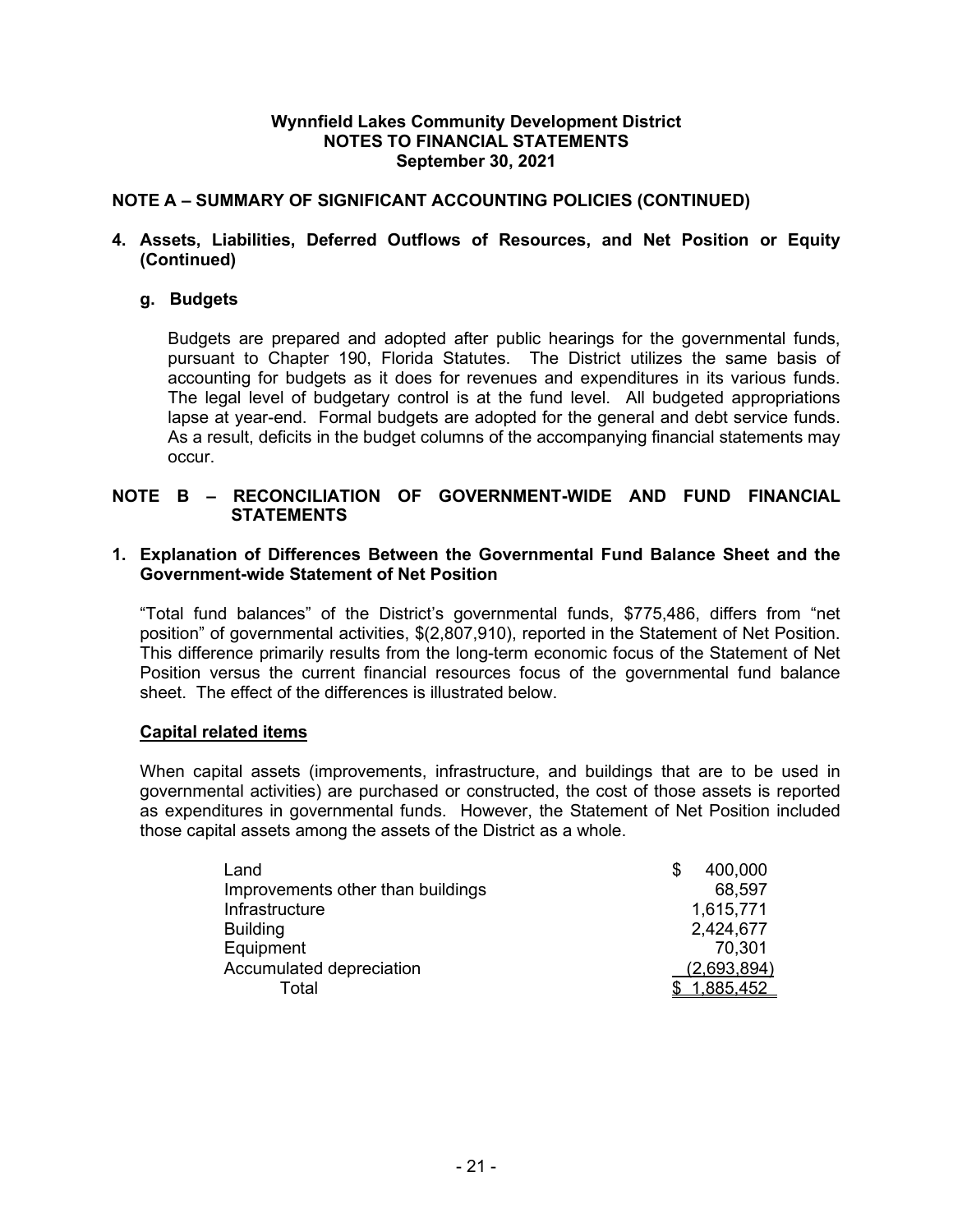## NOTE A – SUMMARY OF SIGNIFICANT ACCOUNTING POLICIES (CONTINUED)

### 4. Assets, Liabilities, Deferred Outflows of Resources, and Net Position or Equity (Continued)

#### g. Budgets

Budgets are prepared and adopted after public hearings for the governmental funds, pursuant to Chapter 190, Florida Statutes. The District utilizes the same basis of accounting for budgets as it does for revenues and expenditures in its various funds. The legal level of budgetary control is at the fund level. All budgeted appropriations lapse at year-end. Formal budgets are adopted for the general and debt service funds. As a result, deficits in the budget columns of the accompanying financial statements may occur.

## NOTE B – RECONCILIATION OF GOVERNMENT-WIDE AND FUND FINANCIAL STATEMENTS

### 1. Explanation of Differences Between the Governmental Fund Balance Sheet and the Government-wide Statement of Net Position

"Total fund balances" of the District's governmental funds, $775,486, differs from "net position" of governmental activities, $(2,807,910), reported in the Statement of Net Position. This difference primarily results from the long-term economic focus of the Statement of Net Position versus the current financial resources focus of the governmental fund balance sheet. The effect of the differences is illustrated below.

**Capital related items**

When capital assets (improvements, infrastructure, and buildings that are to be used in governmental activities) are purchased or constructed, the cost of those assets is reported as expenditures in governmental funds. However, the Statement of Net Position included those capital assets among the assets of the District as a whole.

| | |
|---|---:|
| Land | $ 400,000 |
| Improvements other than buildings | 68,597 |
| Infrastructure | 1,615,771 |
| Building | 2,424,677 |
| Equipment | 70,301 |
| Accumulated depreciation | (2,693,894) |
| Total | $ 1,885,452 |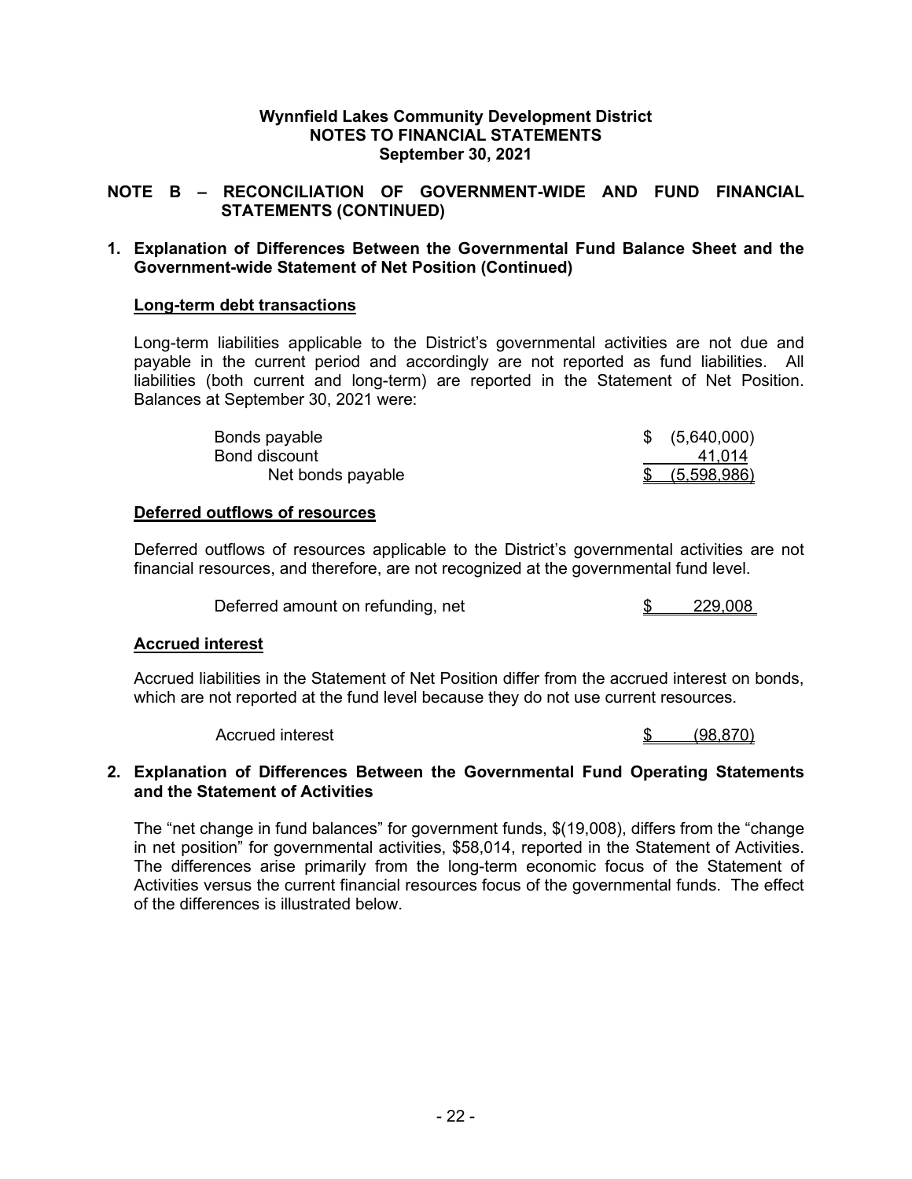**Wynnfield Lakes Community Development District**
**NOTES TO FINANCIAL STATEMENTS**
**September 30, 2021**

## NOTE B – RECONCILIATION OF GOVERNMENT-WIDE AND FUND FINANCIAL STATEMENTS (CONTINUED)

### 1. Explanation of Differences Between the Governmental Fund Balance Sheet and the Government-wide Statement of Net Position (Continued)

**Long-term debt transactions**

Long-term liabilities applicable to the District's governmental activities are not due and payable in the current period and accordingly are not reported as fund liabilities. All liabilities (both current and long-term) are reported in the Statement of Net Position. Balances at September 30, 2021 were:

| | |
|---|---|
| Bonds payable | $ (5,640,000) |
| Bond discount | 41,014 |
| Net bonds payable | $ (5,598,986) |

**Deferred outflows of resources**

Deferred outflows of resources applicable to the District's governmental activities are not financial resources, and therefore, are not recognized at the governmental fund level.

| | |
|---|---|
| Deferred amount on refunding, net | $ 229,008 |

**Accrued interest**

Accrued liabilities in the Statement of Net Position differ from the accrued interest on bonds, which are not reported at the fund level because they do not use current resources.

| | |
|---|---|
| Accrued interest | $ (98,870) |

### 2. Explanation of Differences Between the Governmental Fund Operating Statements and the Statement of Activities

The "net change in fund balances" for government funds, $(19,008), differs from the "change in net position" for governmental activities, $58,014, reported in the Statement of Activities. The differences arise primarily from the long-term economic focus of the Statement of Activities versus the current financial resources focus of the governmental funds. The effect of the differences is illustrated below.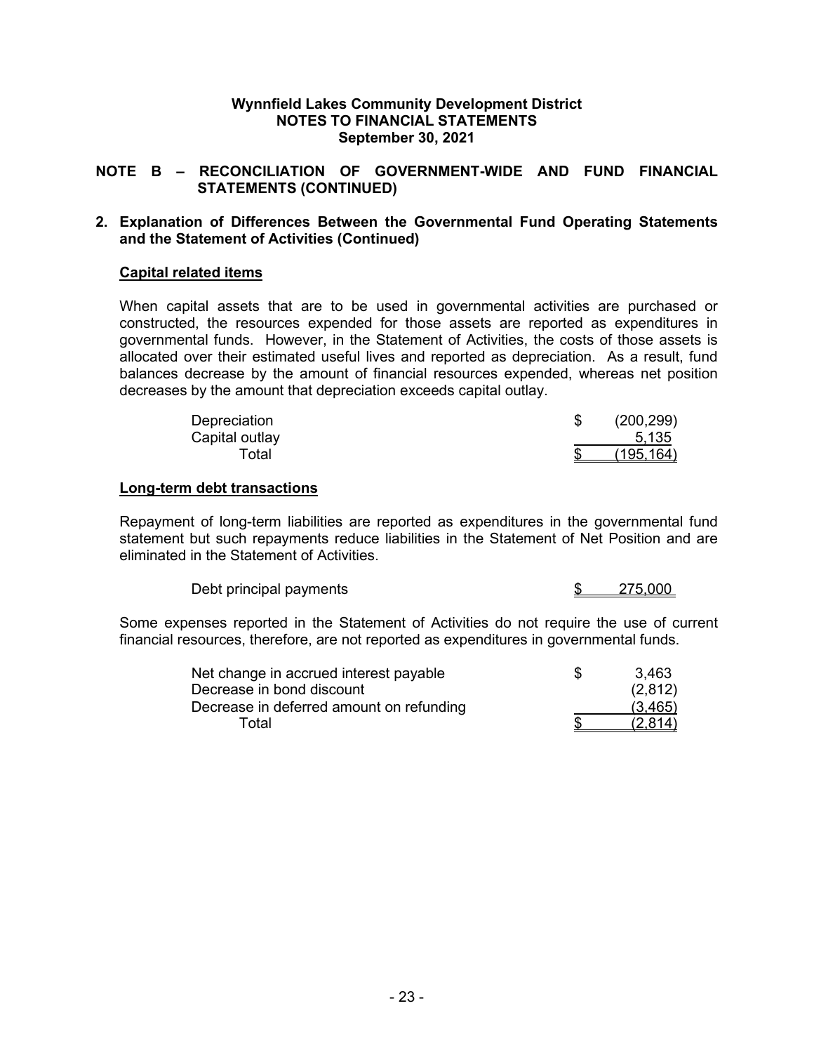# Wynnfield Lakes Community Development District
## NOTES TO FINANCIAL STATEMENTS
### September 30, 2021

## NOTE B – RECONCILIATION OF GOVERNMENT-WIDE AND FUND FINANCIAL STATEMENTS (CONTINUED)

### 2. Explanation of Differences Between the Governmental Fund Operating Statements and the Statement of Activities (Continued)

**Capital related items**

When capital assets that are to be used in governmental activities are purchased or constructed, the resources expended for those assets are reported as expenditures in governmental funds. However, in the Statement of Activities, the costs of those assets is allocated over their estimated useful lives and reported as depreciation. As a result, fund balances decrease by the amount of financial resources expended, whereas net position decreases by the amount that depreciation exceeds capital outlay.

| | | |
|---|---|---|
| Depreciation | $ | (200,299) |
| Capital outlay | | 5,135 |
| Total | $ | (195,164) |

**Long-term debt transactions**

Repayment of long-term liabilities are reported as expenditures in the governmental fund statement but such repayments reduce liabilities in the Statement of Net Position and are eliminated in the Statement of Activities.

| | | |
|---|---|---|
| Debt principal payments | $ | 275,000 |

Some expenses reported in the Statement of Activities do not require the use of current financial resources, therefore, are not reported as expenditures in governmental funds.

| | | |
|---|---|---|
| Net change in accrued interest payable | $ | 3,463 |
| Decrease in bond discount | | (2,812) |
| Decrease in deferred amount on refunding | | (3,465) |
| Total | $ | (2,814) |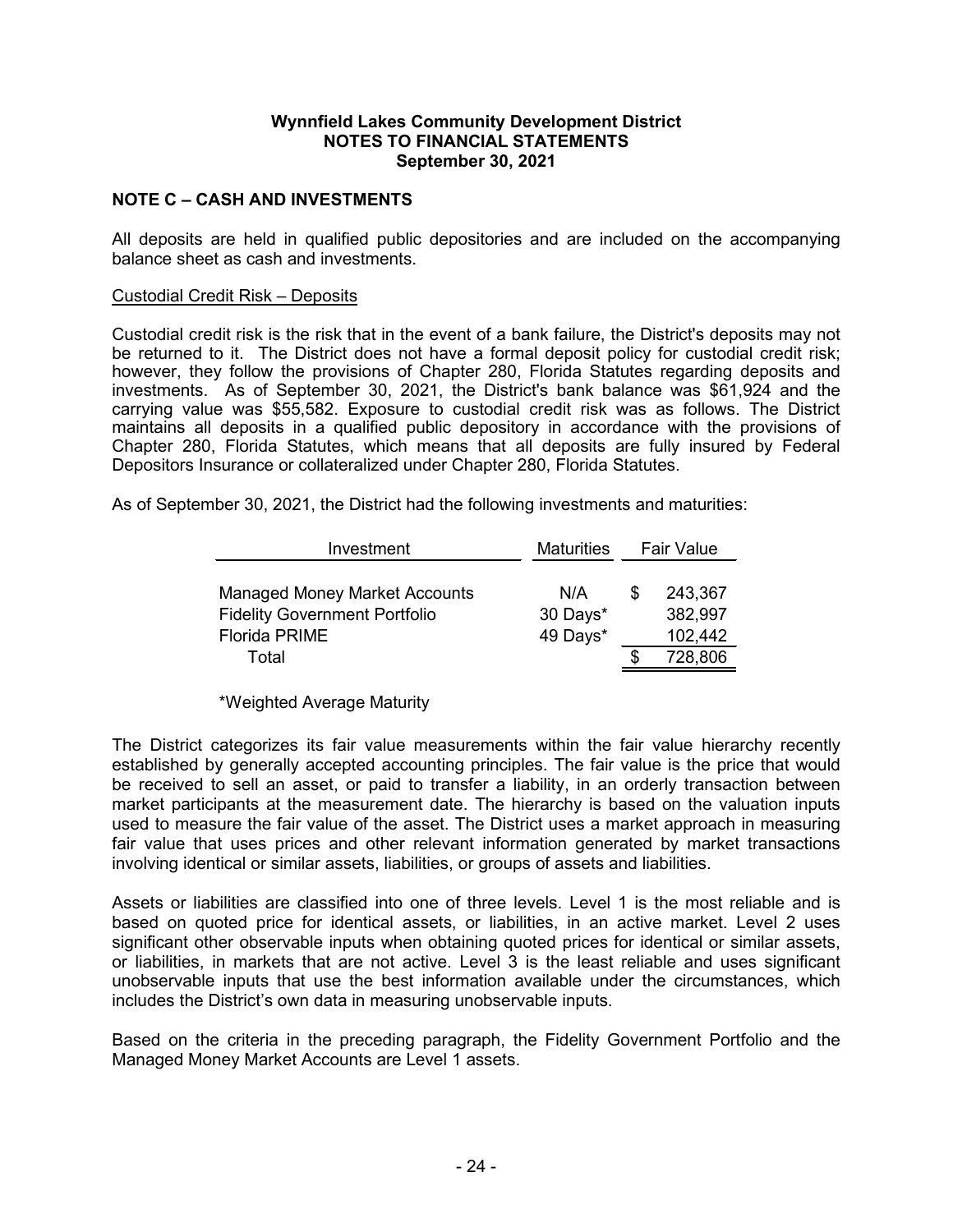**Wynnfield Lakes Community Development District**
**NOTES TO FINANCIAL STATEMENTS**
**September 30, 2021**

## NOTE C – CASH AND INVESTMENTS

All deposits are held in qualified public depositories and are included on the accompanying balance sheet as cash and investments.

Custodial Credit Risk – Deposits

Custodial credit risk is the risk that in the event of a bank failure, the District's deposits may not be returned to it. The District does not have a formal deposit policy for custodial credit risk; however, they follow the provisions of Chapter 280, Florida Statutes regarding deposits and investments. As of September 30, 2021, the District's bank balance was $61,924 and the carrying value was $55,582. Exposure to custodial credit risk was as follows. The District maintains all deposits in a qualified public depository in accordance with the provisions of Chapter 280, Florida Statutes, which means that all deposits are fully insured by Federal Depositors Insurance or collateralized under Chapter 280, Florida Statutes.

As of September 30, 2021, the District had the following investments and maturities:

| Investment | Maturities | Fair Value |
|---|---|---|
| Managed Money Market Accounts | N/A | $ 243,367 |
| Fidelity Government Portfolio | 30 Days* | 382,997 |
| Florida PRIME | 49 Days* | 102,442 |
| Total | | $ 728,806 |

*Weighted Average Maturity

The District categorizes its fair value measurements within the fair value hierarchy recently established by generally accepted accounting principles. The fair value is the price that would be received to sell an asset, or paid to transfer a liability, in an orderly transaction between market participants at the measurement date. The hierarchy is based on the valuation inputs used to measure the fair value of the asset. The District uses a market approach in measuring fair value that uses prices and other relevant information generated by market transactions involving identical or similar assets, liabilities, or groups of assets and liabilities.

Assets or liabilities are classified into one of three levels. Level 1 is the most reliable and is based on quoted price for identical assets, or liabilities, in an active market. Level 2 uses significant other observable inputs when obtaining quoted prices for identical or similar assets, or liabilities, in markets that are not active. Level 3 is the least reliable and uses significant unobservable inputs that use the best information available under the circumstances, which includes the District's own data in measuring unobservable inputs.

Based on the criteria in the preceding paragraph, the Fidelity Government Portfolio and the Managed Money Market Accounts are Level 1 assets.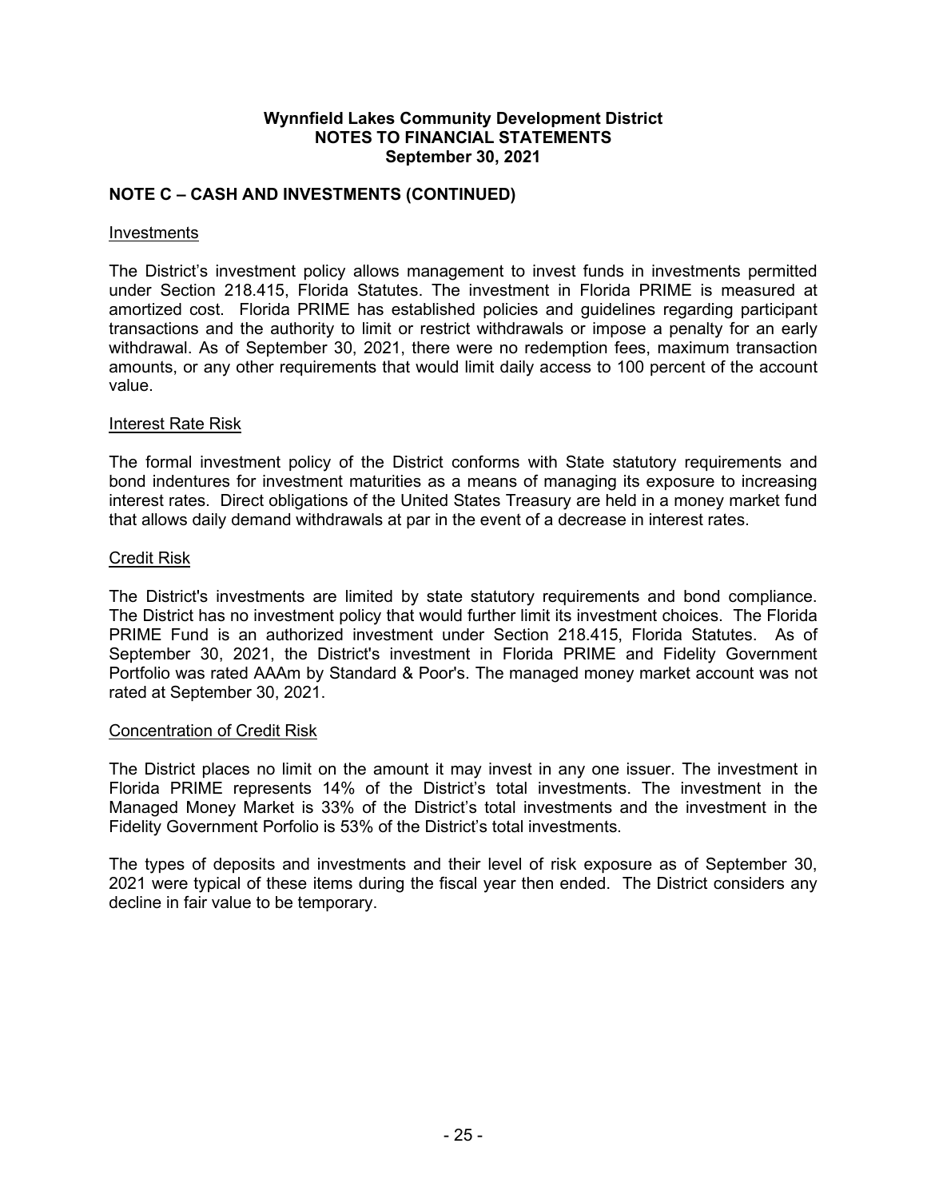**Wynnfield Lakes Community Development District**
**NOTES TO FINANCIAL STATEMENTS**
**September 30, 2021**

## NOTE C – CASH AND INVESTMENTS (CONTINUED)

Investments

The District's investment policy allows management to invest funds in investments permitted under Section 218.415, Florida Statutes. The investment in Florida PRIME is measured at amortized cost. Florida PRIME has established policies and guidelines regarding participant transactions and the authority to limit or restrict withdrawals or impose a penalty for an early withdrawal. As of September 30, 2021, there were no redemption fees, maximum transaction amounts, or any other requirements that would limit daily access to 100 percent of the account value.

Interest Rate Risk

The formal investment policy of the District conforms with State statutory requirements and bond indentures for investment maturities as a means of managing its exposure to increasing interest rates. Direct obligations of the United States Treasury are held in a money market fund that allows daily demand withdrawals at par in the event of a decrease in interest rates.

Credit Risk

The District's investments are limited by state statutory requirements and bond compliance. The District has no investment policy that would further limit its investment choices. The Florida PRIME Fund is an authorized investment under Section 218.415, Florida Statutes. As of September 30, 2021, the District's investment in Florida PRIME and Fidelity Government Portfolio was rated AAAm by Standard & Poor's. The managed money market account was not rated at September 30, 2021.

Concentration of Credit Risk

The District places no limit on the amount it may invest in any one issuer. The investment in Florida PRIME represents 14% of the District's total investments. The investment in the Managed Money Market is 33% of the District's total investments and the investment in the Fidelity Government Porfolio is 53% of the District's total investments.

The types of deposits and investments and their level of risk exposure as of September 30, 2021 were typical of these items during the fiscal year then ended. The District considers any decline in fair value to be temporary.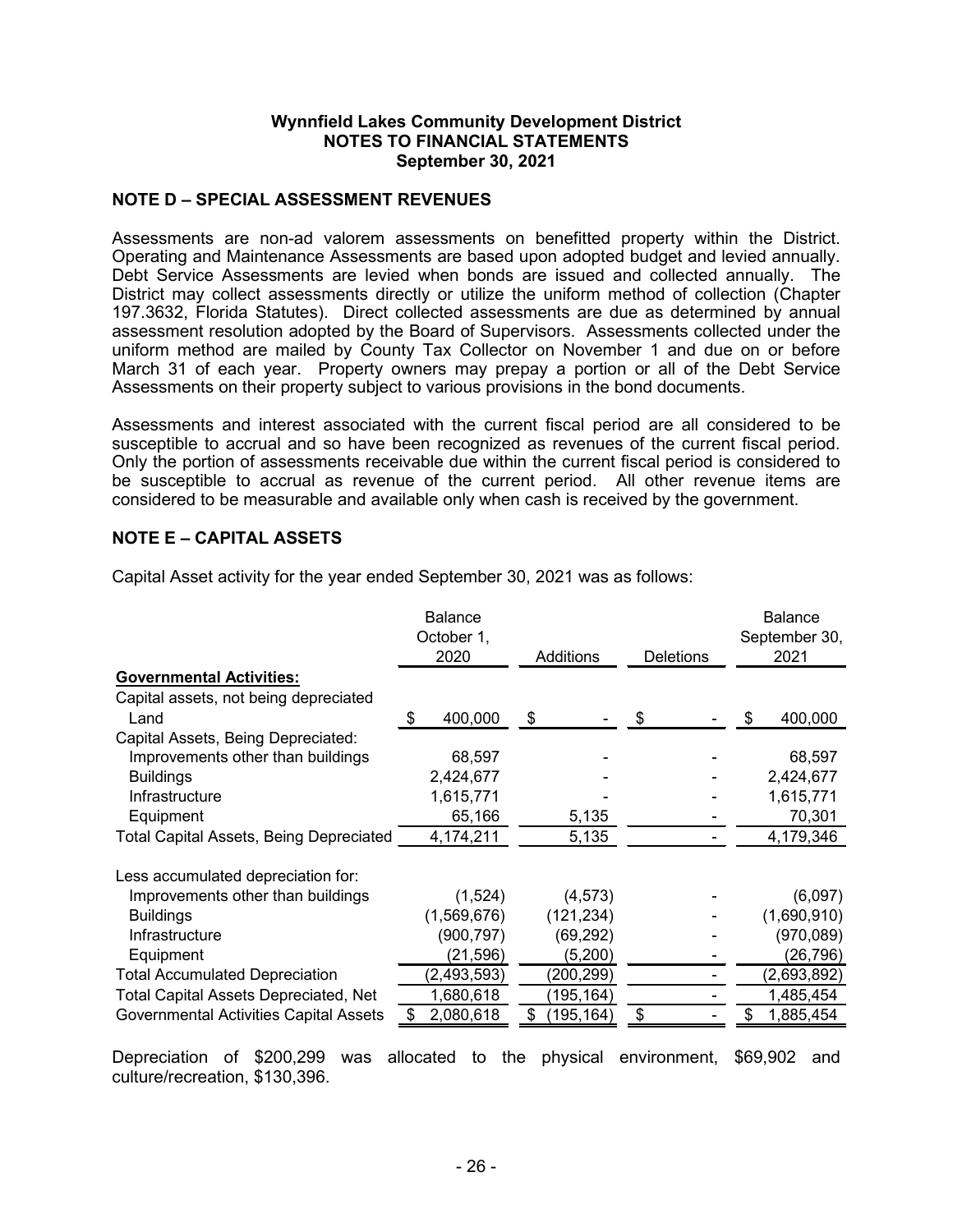**Wynnfield Lakes Community Development District**
**NOTES TO FINANCIAL STATEMENTS**
**September 30, 2021**

## NOTE D – SPECIAL ASSESSMENT REVENUES

Assessments are non-ad valorem assessments on benefitted property within the District. Operating and Maintenance Assessments are based upon adopted budget and levied annually. Debt Service Assessments are levied when bonds are issued and collected annually. The District may collect assessments directly or utilize the uniform method of collection (Chapter 197.3632, Florida Statutes). Direct collected assessments are due as determined by annual assessment resolution adopted by the Board of Supervisors. Assessments collected under the uniform method are mailed by County Tax Collector on November 1 and due on or before March 31 of each year. Property owners may prepay a portion or all of the Debt Service Assessments on their property subject to various provisions in the bond documents.

Assessments and interest associated with the current fiscal period are all considered to be susceptible to accrual and so have been recognized as revenues of the current fiscal period. Only the portion of assessments receivable due within the current fiscal period is considered to be susceptible to accrual as revenue of the current period. All other revenue items are considered to be measurable and available only when cash is received by the government.

## NOTE E – CAPITAL ASSETS

Capital Asset activity for the year ended September 30, 2021 was as follows:

| | Balance October 1, 2020 | Additions | Deletions | Balance September 30, 2021 |
|---|---|---|---|---|
| **Governmental Activities:** | | | | |
| Capital assets, not being depreciated | | | | |
| Land | $ 400,000 | $ - | $ - | $ 400,000 |
| Capital Assets, Being Depreciated: | | | | |
| Improvements other than buildings | 68,597 | - | - | 68,597 |
| Buildings | 2,424,677 | - | - | 2,424,677 |
| Infrastructure | 1,615,771 | - | - | 1,615,771 |
| Equipment | 65,166 | 5,135 | - | 70,301 |
| Total Capital Assets, Being Depreciated | 4,174,211 | 5,135 | - | 4,179,346 |
| Less accumulated depreciation for: | | | | |
| Improvements other than buildings | (1,524) | (4,573) | - | (6,097) |
| Buildings | (1,569,676) | (121,234) | - | (1,690,910) |
| Infrastructure | (900,797) | (69,292) | - | (970,089) |
| Equipment | (21,596) | (5,200) | - | (26,796) |
| Total Accumulated Depreciation | (2,493,593) | (200,299) | - | (2,693,892) |
| Total Capital Assets Depreciated, Net | 1,680,618 | (195,164) | - | 1,485,454 |
| Governmental Activities Capital Assets | $ 2,080,618 | $ (195,164) | $ - | $ 1,885,454 |

Depreciation of $200,299 was allocated to the physical environment, $69,902 and culture/recreation, $130,396.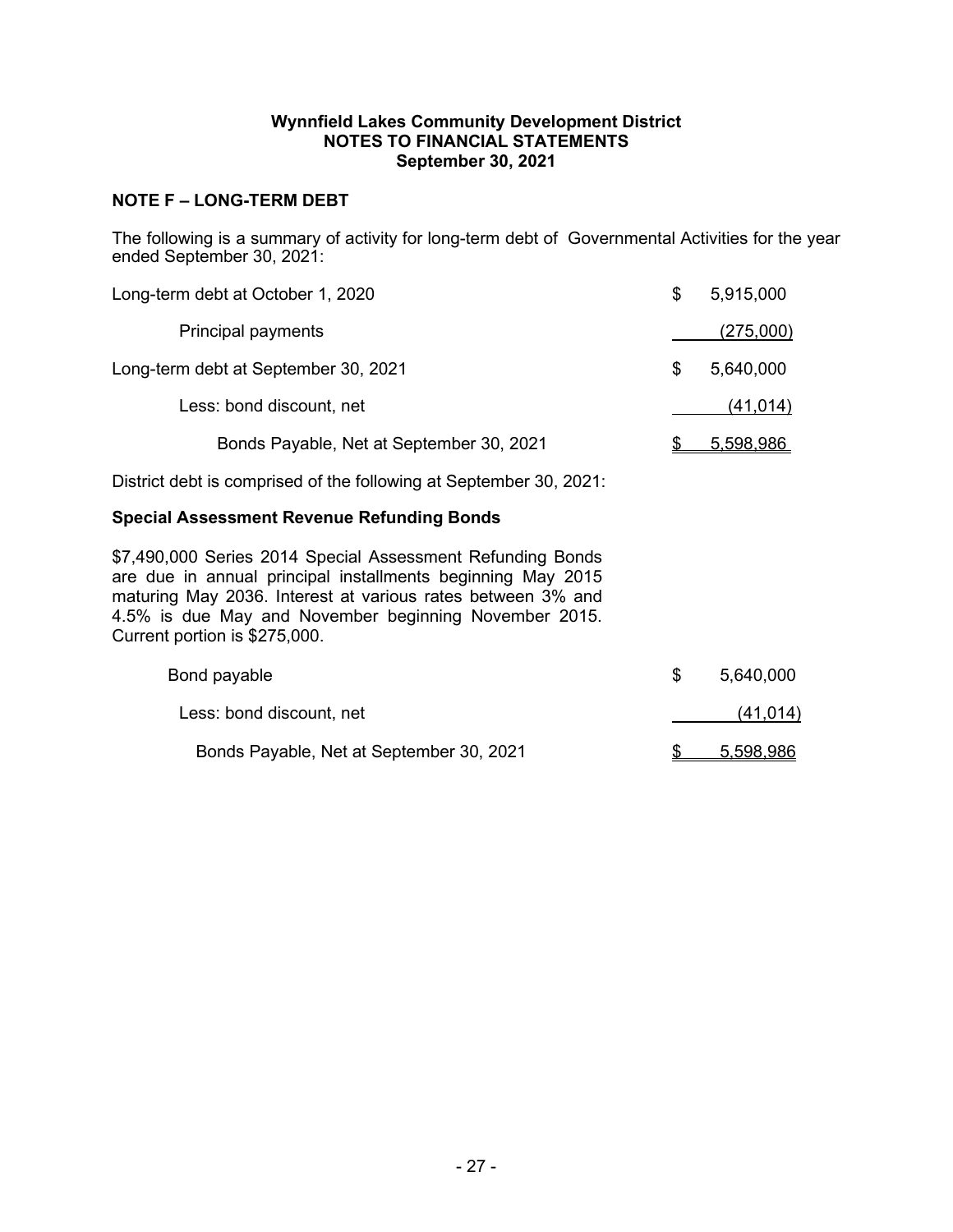**Wynnfield Lakes Community Development District**
**NOTES TO FINANCIAL STATEMENTS**
**September 30, 2021**

## NOTE F – LONG-TERM DEBT

The following is a summary of activity for long-term debt of Governmental Activities for the year ended September 30, 2021:

| | |
|---|---|
| Long-term debt at October 1, 2020 | $ 5,915,000 |
| Principal payments | (275,000) |
| Long-term debt at September 30, 2021 | $ 5,640,000 |
| Less: bond discount, net | (41,014) |
| Bonds Payable, Net at September 30, 2021 | $ 5,598,986 |

District debt is comprised of the following at September 30, 2021:

### Special Assessment Revenue Refunding Bonds

$7,490,000 Series 2014 Special Assessment Refunding Bonds are due in annual principal installments beginning May 2015 maturing May 2036. Interest at various rates between 3% and 4.5% is due May and November beginning November 2015. Current portion is $275,000.

| | |
|---|---|
| Bond payable | $ 5,640,000 |
| Less: bond discount, net | (41,014) |
| Bonds Payable, Net at September 30, 2021 | $ 5,598,986 |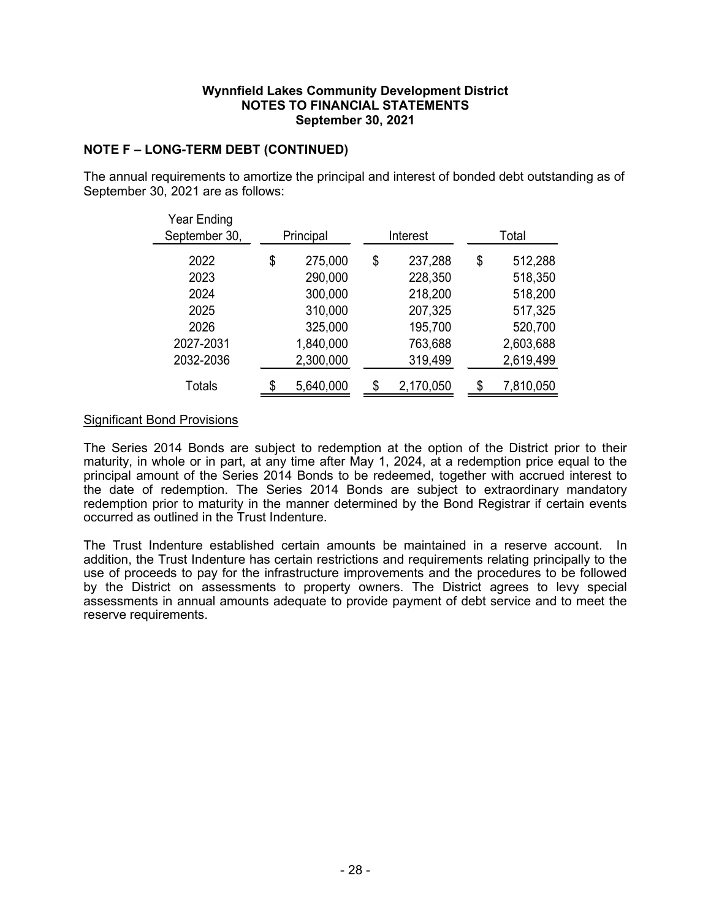**Wynnfield Lakes Community Development District**
**NOTES TO FINANCIAL STATEMENTS**
**September 30, 2021**

## NOTE F – LONG-TERM DEBT (CONTINUED)

The annual requirements to amortize the principal and interest of bonded debt outstanding as of September 30, 2021 are as follows:

| Year Ending September 30, | Principal | Interest | Total |
|---|---|---|---|
| 2022 | $ 275,000 | $ 237,288 | $ 512,288 |
| 2023 | 290,000 | 228,350 | 518,350 |
| 2024 | 300,000 | 218,200 | 518,200 |
| 2025 | 310,000 | 207,325 | 517,325 |
| 2026 | 325,000 | 195,700 | 520,700 |
| 2027-2031 | 1,840,000 | 763,688 | 2,603,688 |
| 2032-2036 | 2,300,000 | 319,499 | 2,619,499 |
| Totals | $ 5,640,000 | $ 2,170,050 | $ 7,810,050 |

Significant Bond Provisions

The Series 2014 Bonds are subject to redemption at the option of the District prior to their maturity, in whole or in part, at any time after May 1, 2024, at a redemption price equal to the principal amount of the Series 2014 Bonds to be redeemed, together with accrued interest to the date of redemption. The Series 2014 Bonds are subject to extraordinary mandatory redemption prior to maturity in the manner determined by the Bond Registrar if certain events occurred as outlined in the Trust Indenture.

The Trust Indenture established certain amounts be maintained in a reserve account. In addition, the Trust Indenture has certain restrictions and requirements relating principally to the use of proceeds to pay for the infrastructure improvements and the procedures to be followed by the District on assessments to property owners. The District agrees to levy special assessments in annual amounts adequate to provide payment of debt service and to meet the reserve requirements.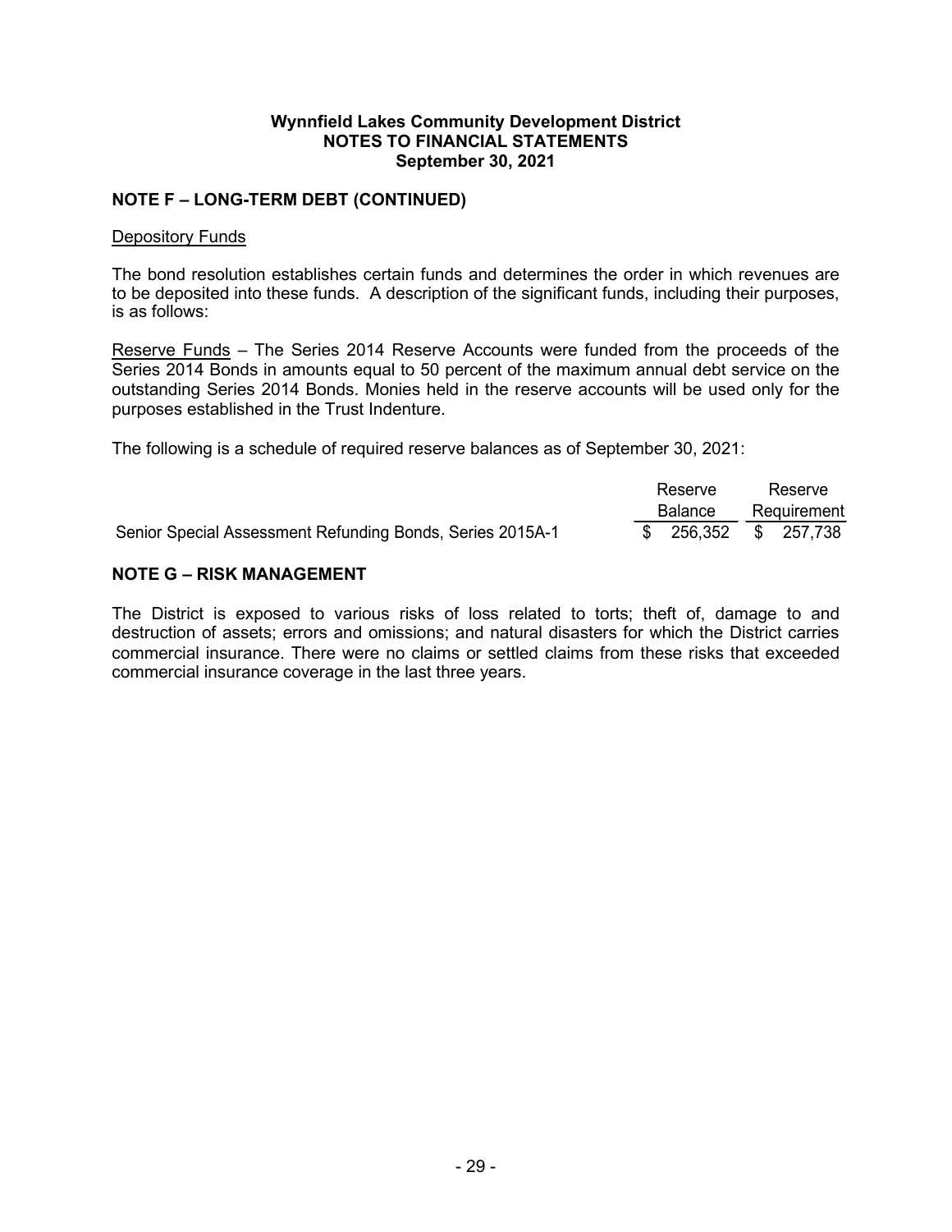**Wynnfield Lakes Community Development District**
**NOTES TO FINANCIAL STATEMENTS**
**September 30, 2021**

## NOTE F – LONG-TERM DEBT (CONTINUED)

Depository Funds

The bond resolution establishes certain funds and determines the order in which revenues are to be deposited into these funds. A description of the significant funds, including their purposes, is as follows:

Reserve Funds – The Series 2014 Reserve Accounts were funded from the proceeds of the Series 2014 Bonds in amounts equal to 50 percent of the maximum annual debt service on the outstanding Series 2014 Bonds. Monies held in the reserve accounts will be used only for the purposes established in the Trust Indenture.

The following is a schedule of required reserve balances as of September 30, 2021:

| | Reserve Balance | Reserve Requirement |
|---|---|---|
| Senior Special Assessment Refunding Bonds, Series 2015A-1 | $ 256,352 | $ 257,738 |

## NOTE G – RISK MANAGEMENT

The District is exposed to various risks of loss related to torts; theft of, damage to and destruction of assets; errors and omissions; and natural disasters for which the District carries commercial insurance. There were no claims or settled claims from these risks that exceeded commercial insurance coverage in the last three years.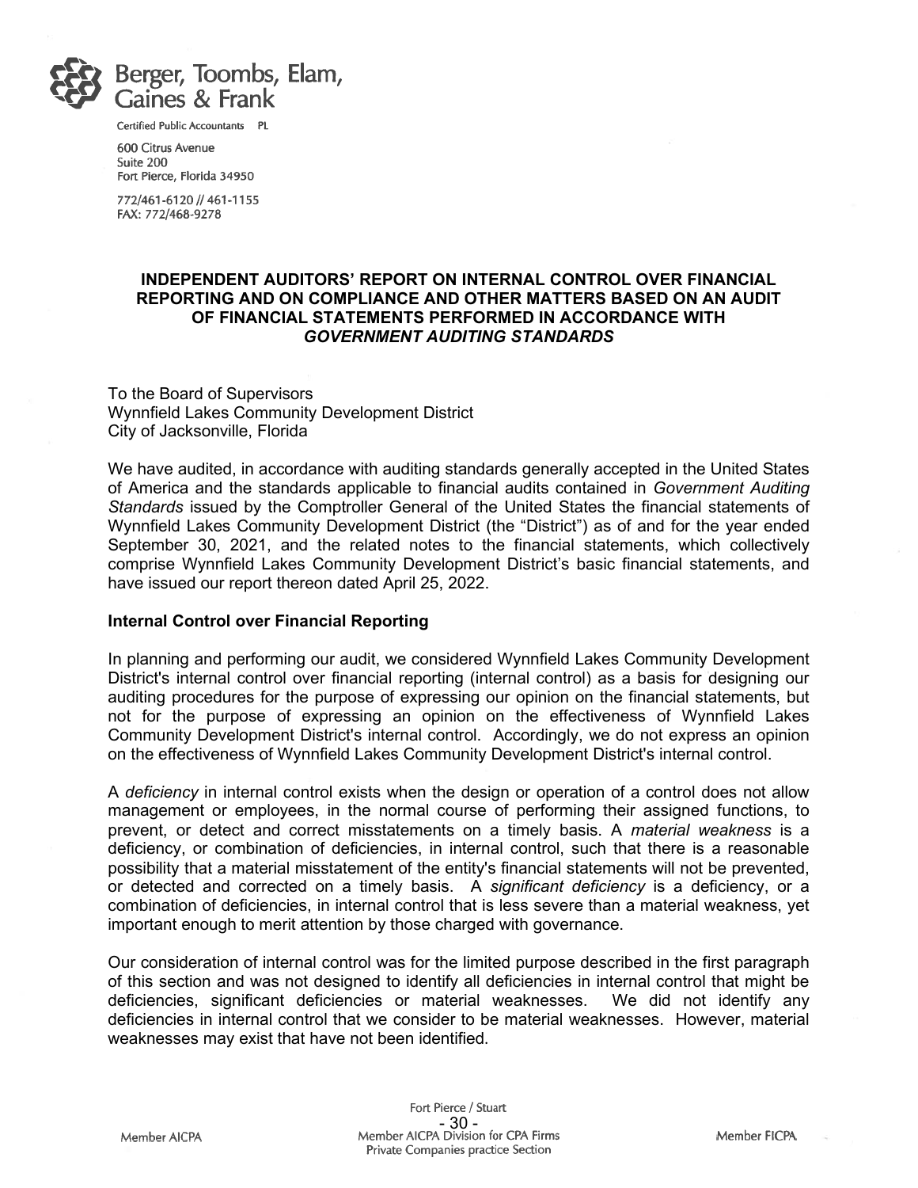Berger, Toombs, Elam, Gaines & Frank

Certified Public Accountants PL

600 Citrus Avenue
Suite 200
Fort Pierce, Florida 34950

772/461-6120 // 461-1155
FAX: 772/468-9278

# INDEPENDENT AUDITORS' REPORT ON INTERNAL CONTROL OVER FINANCIAL REPORTING AND ON COMPLIANCE AND OTHER MATTERS BASED ON AN AUDIT OF FINANCIAL STATEMENTS PERFORMED IN ACCORDANCE WITH *GOVERNMENT AUDITING STANDARDS*

To the Board of Supervisors
Wynnfield Lakes Community Development District
City of Jacksonville, Florida

We have audited, in accordance with auditing standards generally accepted in the United States of America and the standards applicable to financial audits contained in *Government Auditing Standards* issued by the Comptroller General of the United States the financial statements of Wynnfield Lakes Community Development District (the "District") as of and for the year ended September 30, 2021, and the related notes to the financial statements, which collectively comprise Wynnfield Lakes Community Development District's basic financial statements, and have issued our report thereon dated April 25, 2022.

## Internal Control over Financial Reporting

In planning and performing our audit, we considered Wynnfield Lakes Community Development District's internal control over financial reporting (internal control) as a basis for designing our auditing procedures for the purpose of expressing our opinion on the financial statements, but not for the purpose of expressing an opinion on the effectiveness of Wynnfield Lakes Community Development District's internal control. Accordingly, we do not express an opinion on the effectiveness of Wynnfield Lakes Community Development District's internal control.

A *deficiency* in internal control exists when the design or operation of a control does not allow management or employees, in the normal course of performing their assigned functions, to prevent, or detect and correct misstatements on a timely basis. A *material weakness* is a deficiency, or combination of deficiencies, in internal control, such that there is a reasonable possibility that a material misstatement of the entity's financial statements will not be prevented, or detected and corrected on a timely basis. A *significant deficiency* is a deficiency, or a combination of deficiencies, in internal control that is less severe than a material weakness, yet important enough to merit attention by those charged with governance.

Our consideration of internal control was for the limited purpose described in the first paragraph of this section and was not designed to identify all deficiencies in internal control that might be deficiencies, significant deficiencies or material weaknesses. We did not identify any deficiencies in internal control that we consider to be material weaknesses. However, material weaknesses may exist that have not been identified.

Fort Pierce / Stuart

Member AICPA — Member AICPA Division for CPA Firms, Private Companies practice Section — Member FICPA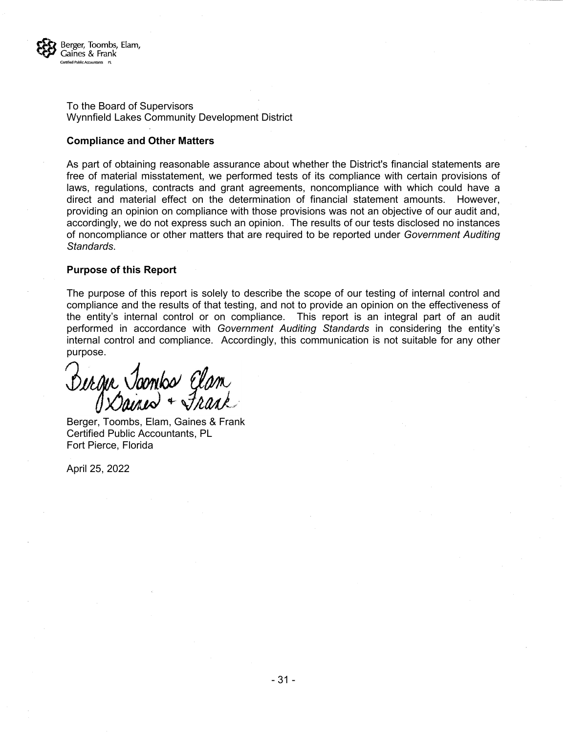Berger, Toombs, Elam, Gaines & Frank
Certified Public Accountants PL

To the Board of Supervisors
Wynnfield Lakes Community Development District

**Compliance and Other Matters**

As part of obtaining reasonable assurance about whether the District's financial statements are free of material misstatement, we performed tests of its compliance with certain provisions of laws, regulations, contracts and grant agreements, noncompliance with which could have a direct and material effect on the determination of financial statement amounts. However, providing an opinion on compliance with those provisions was not an objective of our audit and, accordingly, we do not express such an opinion. The results of our tests disclosed no instances of noncompliance or other matters that are required to be reported under *Government Auditing Standards*.

**Purpose of this Report**

The purpose of this report is solely to describe the scope of our testing of internal control and compliance and the results of that testing, and not to provide an opinion on the effectiveness of the entity's internal control or on compliance. This report is an integral part of an audit performed in accordance with *Government Auditing Standards* in considering the entity's internal control and compliance. Accordingly, this communication is not suitable for any other purpose.

Berger Toombs Elam Gaines + Frank

Berger, Toombs, Elam, Gaines & Frank
Certified Public Accountants, PL
Fort Pierce, Florida

April 25, 2022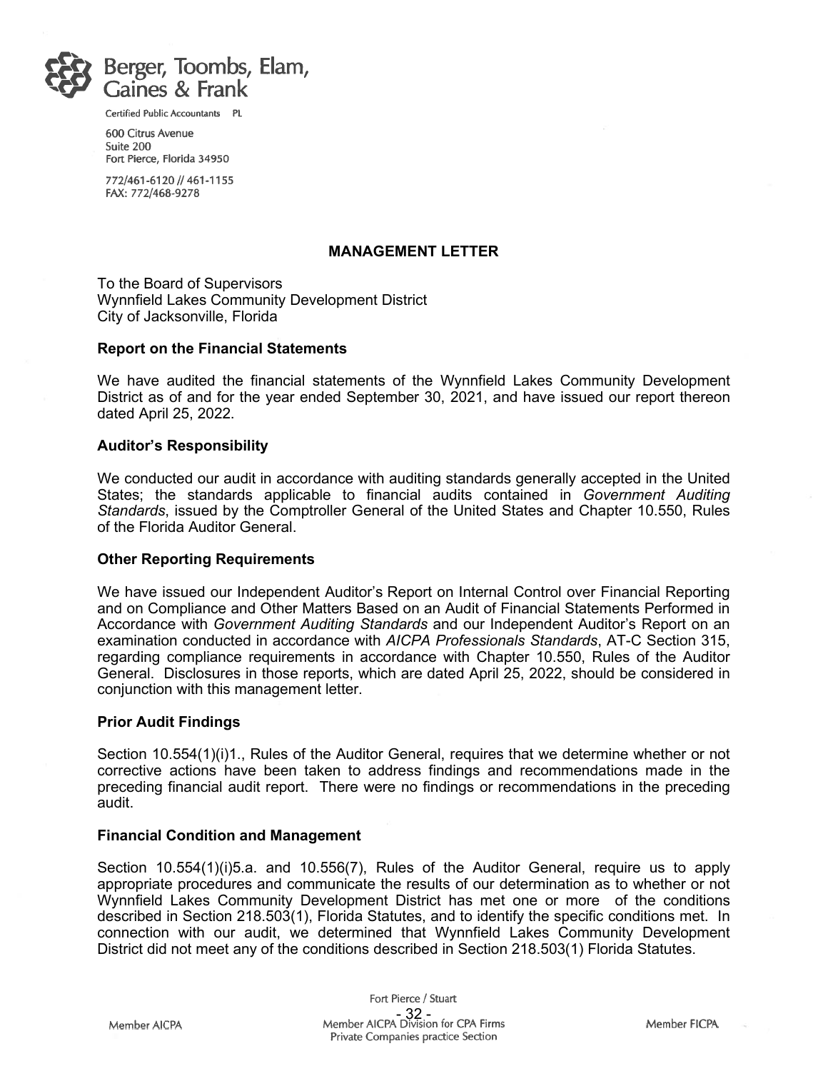Berger, Toombs, Elam, Gaines & Frank

Certified Public Accountants PL

600 Citrus Avenue
Suite 200
Fort Pierce, Florida 34950

772/461-6120 // 461-1155
FAX: 772/468-9278

## MANAGEMENT LETTER

To the Board of Supervisors
Wynnfield Lakes Community Development District
City of Jacksonville, Florida

### Report on the Financial Statements

We have audited the financial statements of the Wynnfield Lakes Community Development District as of and for the year ended September 30, 2021, and have issued our report thereon dated April 25, 2022.

### Auditor's Responsibility

We conducted our audit in accordance with auditing standards generally accepted in the United States; the standards applicable to financial audits contained in *Government Auditing Standards*, issued by the Comptroller General of the United States and Chapter 10.550, Rules of the Florida Auditor General.

### Other Reporting Requirements

We have issued our Independent Auditor's Report on Internal Control over Financial Reporting and on Compliance and Other Matters Based on an Audit of Financial Statements Performed in Accordance with *Government Auditing Standards* and our Independent Auditor's Report on an examination conducted in accordance with *AICPA Professionals Standards*, AT-C Section 315, regarding compliance requirements in accordance with Chapter 10.550, Rules of the Auditor General. Disclosures in those reports, which are dated April 25, 2022, should be considered in conjunction with this management letter.

### Prior Audit Findings

Section 10.554(1)(i)1., Rules of the Auditor General, requires that we determine whether or not corrective actions have been taken to address findings and recommendations made in the preceding financial audit report. There were no findings or recommendations in the preceding audit.

### Financial Condition and Management

Section 10.554(1)(i)5.a. and 10.556(7), Rules of the Auditor General, require us to apply appropriate procedures and communicate the results of our determination as to whether or not Wynnfield Lakes Community Development District has met one or more of the conditions described in Section 218.503(1), Florida Statutes, and to identify the specific conditions met. In connection with our audit, we determined that Wynnfield Lakes Community Development District did not meet any of the conditions described in Section 218.503(1) Florida Statutes.

Fort Pierce / Stuart

Member AICPA — Member AICPA Division for CPA Firms Private Companies practice Section — Member FICPA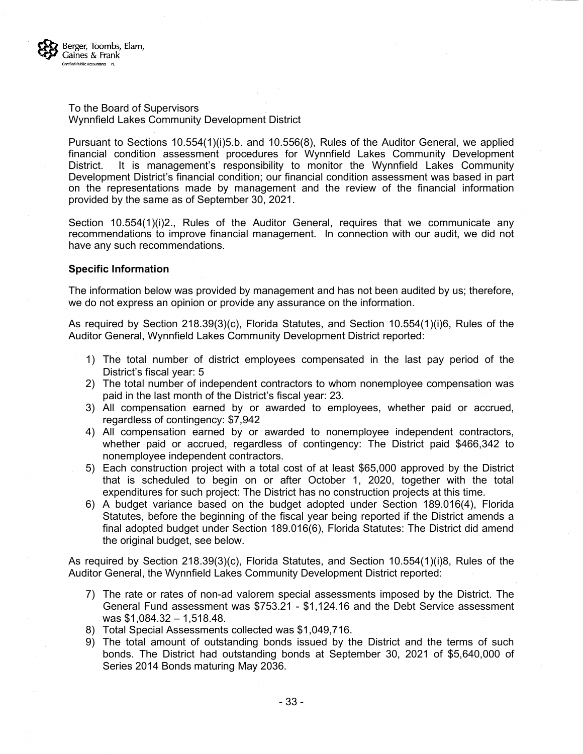Berger, Toombs, Elam, Gaines & Frank
Certified Public Accountants PL

To the Board of Supervisors
Wynnfield Lakes Community Development District

Pursuant to Sections 10.554(1)(i)5.b. and 10.556(8), Rules of the Auditor General, we applied financial condition assessment procedures for Wynnfield Lakes Community Development District. It is management's responsibility to monitor the Wynnfield Lakes Community Development District's financial condition; our financial condition assessment was based in part on the representations made by management and the review of the financial information provided by the same as of September 30, 2021.

Section 10.554(1)(i)2., Rules of the Auditor General, requires that we communicate any recommendations to improve financial management. In connection with our audit, we did not have any such recommendations.

**Specific Information**

The information below was provided by management and has not been audited by us; therefore, we do not express an opinion or provide any assurance on the information.

As required by Section 218.39(3)(c), Florida Statutes, and Section 10.554(1)(i)6, Rules of the Auditor General, Wynnfield Lakes Community Development District reported:

1) The total number of district employees compensated in the last pay period of the District's fiscal year: 5
2) The total number of independent contractors to whom nonemployee compensation was paid in the last month of the District's fiscal year: 23.
3) All compensation earned by or awarded to employees, whether paid or accrued, regardless of contingency: $7,942
4) All compensation earned by or awarded to nonemployee independent contractors, whether paid or accrued, regardless of contingency: The District paid $466,342 to nonemployee independent contractors.
5) Each construction project with a total cost of at least $65,000 approved by the District that is scheduled to begin on or after October 1, 2020, together with the total expenditures for such project: The District has no construction projects at this time.
6) A budget variance based on the budget adopted under Section 189.016(4), Florida Statutes, before the beginning of the fiscal year being reported if the District amends a final adopted budget under Section 189.016(6), Florida Statutes: The District did amend the original budget, see below.

As required by Section 218.39(3)(c), Florida Statutes, and Section 10.554(1)(i)8, Rules of the Auditor General, the Wynnfield Lakes Community Development District reported:

7) The rate or rates of non-ad valorem special assessments imposed by the District. The General Fund assessment was $753.21 - $1,124.16 and the Debt Service assessment was $1,084.32 – 1,518.48.
8) Total Special Assessments collected was $1,049,716.
9) The total amount of outstanding bonds issued by the District and the terms of such bonds. The District had outstanding bonds at September 30, 2021 of $5,640,000 of Series 2014 Bonds maturing May 2036.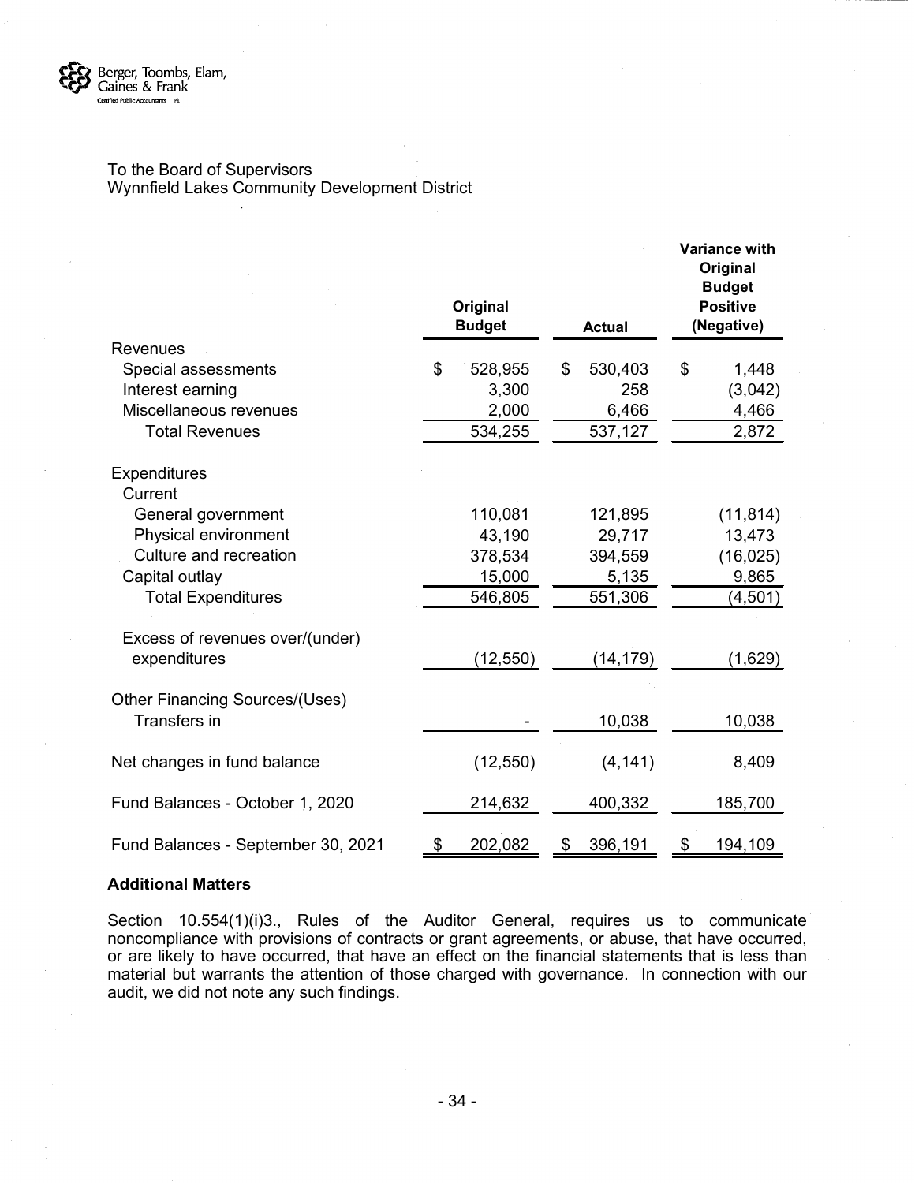Berger, Toombs, Elam, Gaines & Frank
Certified Public Accountants PL

To the Board of Supervisors
Wynnfield Lakes Community Development District

| | Original Budget | Actual | Variance with Original Budget Positive (Negative) |
|---|---|---|---|
| **Revenues** | | | |
| Special assessments | $ 528,955 | $ 530,403 | $ 1,448 |
| Interest earning | 3,300 | 258 | (3,042) |
| Miscellaneous revenues | 2,000 | 6,466 | 4,466 |
| Total Revenues | 534,255 | 537,127 | 2,872 |
| **Expenditures** | | | |
| Current | | | |
| General government | 110,081 | 121,895 | (11,814) |
| Physical environment | 43,190 | 29,717 | 13,473 |
| Culture and recreation | 378,534 | 394,559 | (16,025) |
| Capital outlay | 15,000 | 5,135 | 9,865 |
| Total Expenditures | 546,805 | 551,306 | (4,501) |
| Excess of revenues over/(under) expenditures | (12,550) | (14,179) | (1,629) |
| **Other Financing Sources/(Uses)** | | | |
| Transfers in | - | 10,038 | 10,038 |
| Net changes in fund balance | (12,550) | (4,141) | 8,409 |
| Fund Balances - October 1, 2020 | 214,632 | 400,332 | 185,700 |
| Fund Balances - September 30, 2021 | $ 202,082 | $ 396,191 | $ 194,109 |

**Additional Matters**

Section 10.554(1)(i)3., Rules of the Auditor General, requires us to communicate noncompliance with provisions of contracts or grant agreements, or abuse, that have occurred, or are likely to have occurred, that have an effect on the financial statements that is less than material but warrants the attention of those charged with governance. In connection with our audit, we did not note any such findings.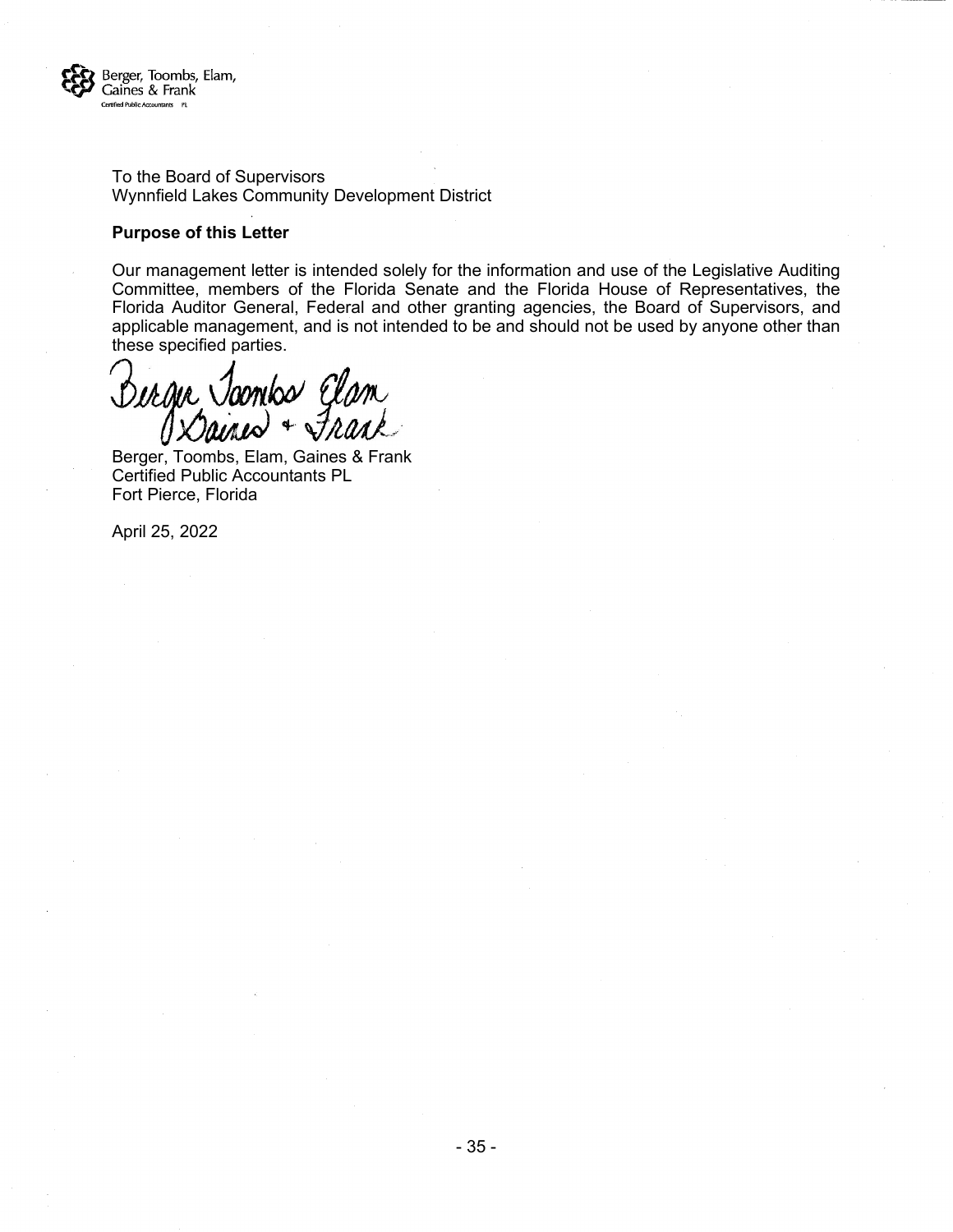Berger, Toombs, Elam, Gaines & Frank
Certified Public Accountants PL

To the Board of Supervisors
Wynnfield Lakes Community Development District

**Purpose of this Letter**

Our management letter is intended solely for the information and use of the Legislative Auditing Committee, members of the Florida Senate and the Florida House of Representatives, the Florida Auditor General, Federal and other granting agencies, the Board of Supervisors, and applicable management, and is not intended to be and should not be used by anyone other than these specified parties.

Berger Toombs Elam Gaines & Frank

Berger, Toombs, Elam, Gaines & Frank
Certified Public Accountants PL
Fort Pierce, Florida

April 25, 2022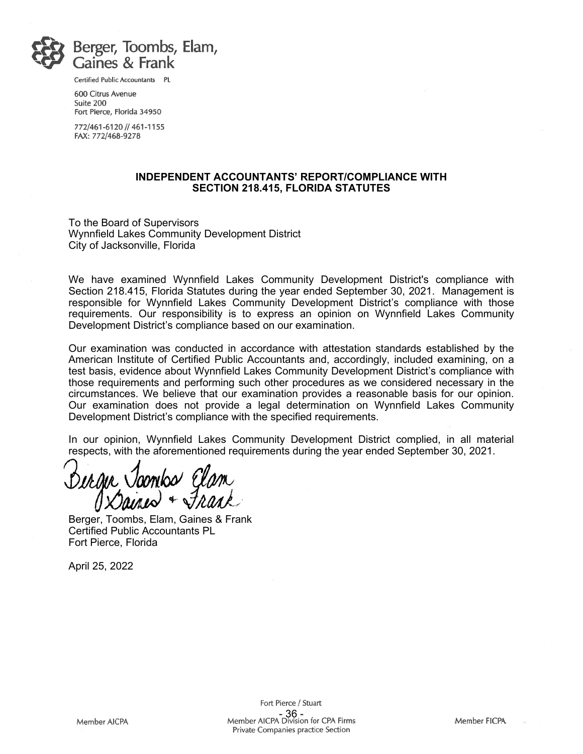Berger, Toombs, Elam, Gaines & Frank

Certified Public Accountants PL

600 Citrus Avenue
Suite 200
Fort Pierce, Florida 34950

772/461-6120 // 461-1155
FAX: 772/468-9278

## INDEPENDENT ACCOUNTANTS' REPORT/COMPLIANCE WITH SECTION 218.415, FLORIDA STATUTES

To the Board of Supervisors
Wynnfield Lakes Community Development District
City of Jacksonville, Florida

We have examined Wynnfield Lakes Community Development District's compliance with Section 218.415, Florida Statutes during the year ended September 30, 2021. Management is responsible for Wynnfield Lakes Community Development District's compliance with those requirements. Our responsibility is to express an opinion on Wynnfield Lakes Community Development District's compliance based on our examination.

Our examination was conducted in accordance with attestation standards established by the American Institute of Certified Public Accountants and, accordingly, included examining, on a test basis, evidence about Wynnfield Lakes Community Development District's compliance with those requirements and performing such other procedures as we considered necessary in the circumstances. We believe that our examination provides a reasonable basis for our opinion. Our examination does not provide a legal determination on Wynnfield Lakes Community Development District's compliance with the specified requirements.

In our opinion, Wynnfield Lakes Community Development District complied, in all material respects, with the aforementioned requirements during the year ended September 30, 2021.

Berger Toombs Elam Gaines + Frank

Berger, Toombs, Elam, Gaines & Frank
Certified Public Accountants PL
Fort Pierce, Florida

April 25, 2022

Fort Pierce / Stuart

Member AICPA    Member AICPA Division for CPA Firms Private Companies practice Section    Member FICPA